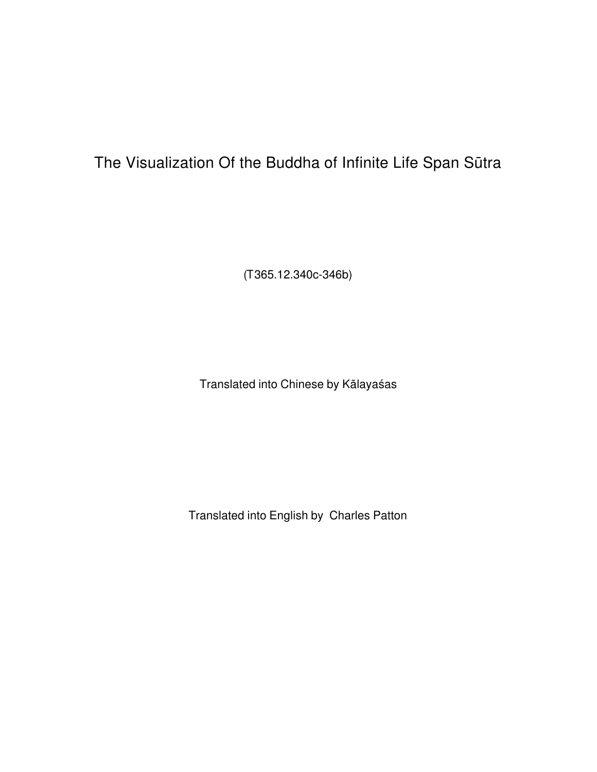# The Visualization Of the Buddha of Infinite Life Span Sūtra

(T365.12.340c-346b)

Translated into Chinese by Kālayaśas

Translated into English by Charles Patton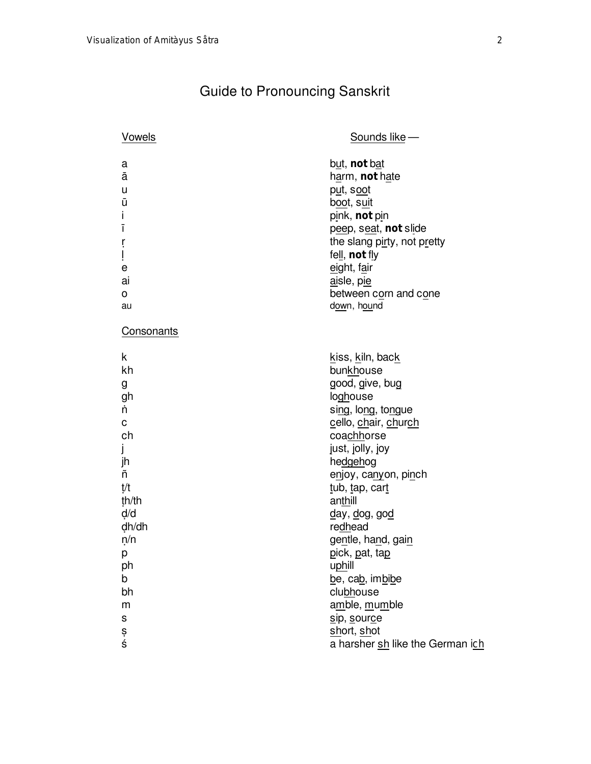# Guide to Pronouncing Sanskrit

| Vowels | Sounds like — |
|---|---|
| a | b<u>u</u>t, **not** b<u>a</u>t |
| ā | h<u>a</u>rm, **not** h<u>a</u>te |
| u | p<u>u</u>t, s<u>oo</u>t |
| ū | b<u>oo</u>t, s<u>ui</u>t |
| i | p<u>i</u>nk, **not** p<u>i</u>n |
| ī | p<u>ee</u>p, s<u>ea</u>t, **not** sl<u>i</u>de |
| ṛ | the slang p<u>ir</u>ty, not p<u>r</u>etty |
| ḷ | fe<u>ll</u>, **not** f<u>l</u>y |
| e | <u>e</u>ight, f<u>a</u>ir |
| ai | <u>ai</u>sle, p<u>ie</u> |
| o | between c<u>o</u>rn and c<u>o</u>ne |
| au | d<u>ow</u>n, h<u>ou</u>nd |

| Consonants | |
|---|---|
| k | <u>k</u>iss, <u>k</u>iln, bac<u>k</u> |
| kh | bun<u>kh</u>ouse |
| g | <u>g</u>ood, <u>g</u>ive, bu<u>g</u> |
| gh | lo<u>gh</u>ouse |
| ṅ | si<u>ng</u>, lo<u>ng</u>, to<u>ng</u>ue |
| c | <u>c</u>ello, <u>ch</u>air, <u>ch</u>ur<u>ch</u> |
| ch | coa<u>chh</u>orse |
| j | <u>j</u>ust, <u>j</u>olly, <u>j</u>oy |
| jh | he<u>dgeh</u>og |
| ñ | e<u>n</u>joy, ca<u>ny</u>on, pi<u>n</u>ch |
| ṭ/t | <u>t</u>ub, <u>t</u>ap, car<u>t</u> |
| ṭh/th | an<u>th</u>ill |
| ḍ/d | <u>d</u>ay, <u>d</u>og, go<u>d</u> |
| ḍh/dh | re<u>dh</u>ead |
| ṇ/n | ge<u>n</u>tle, ha<u>n</u>d, gai<u>n</u> |
| p | <u>p</u>ick, <u>p</u>at, ta<u>p</u> |
| ph | u<u>ph</u>ill |
| b | <u>b</u>e, ca<u>b</u>, im<u>b</u>i<u>b</u>e |
| bh | clu<u>bh</u>ouse |
| m | a<u>m</u>ble, <u>m</u>u<u>m</u>ble |
| s | <u>s</u>ip, <u>s</u>our<u>c</u>e |
| ṣ | <u>sh</u>ort, <u>sh</u>ot |
| ś | a harsher <u>sh</u> like the German i<u>ch</u> |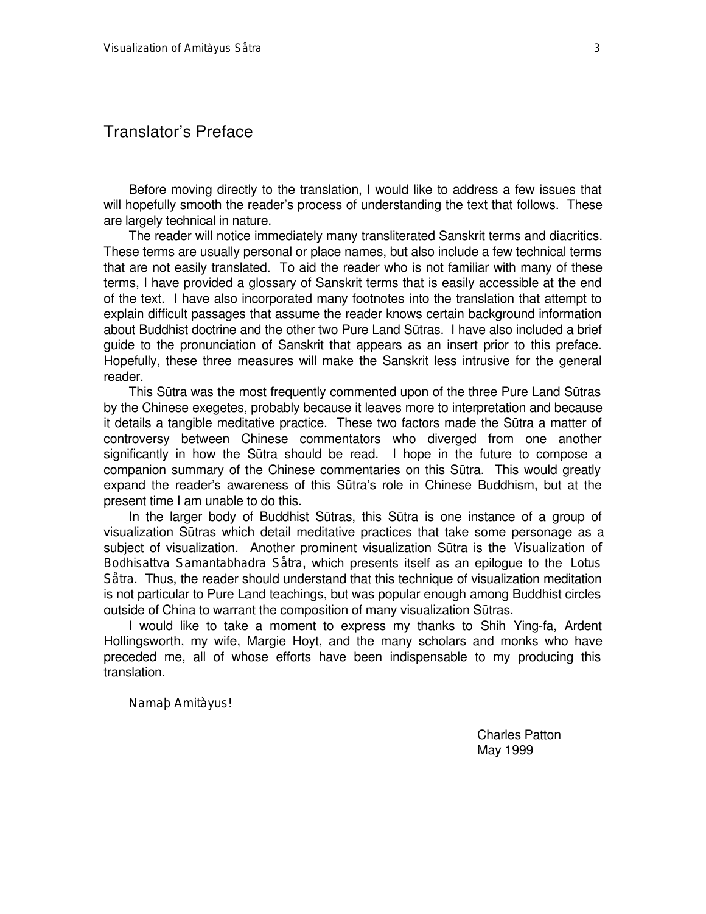# Translator's Preface

Before moving directly to the translation, I would like to address a few issues that will hopefully smooth the reader's process of understanding the text that follows. These are largely technical in nature.

The reader will notice immediately many transliterated Sanskrit terms and diacritics. These terms are usually personal or place names, but also include a few technical terms that are not easily translated. To aid the reader who is not familiar with many of these terms, I have provided a glossary of Sanskrit terms that is easily accessible at the end of the text. I have also incorporated many footnotes into the translation that attempt to explain difficult passages that assume the reader knows certain background information about Buddhist doctrine and the other two Pure Land Sūtras. I have also included a brief guide to the pronunciation of Sanskrit that appears as an insert prior to this preface. Hopefully, these three measures will make the Sanskrit less intrusive for the general reader.

This Sūtra was the most frequently commented upon of the three Pure Land Sūtras by the Chinese exegetes, probably because it leaves more to interpretation and because it details a tangible meditative practice. These two factors made the Sūtra a matter of controversy between Chinese commentators who diverged from one another significantly in how the Sūtra should be read. I hope in the future to compose a companion summary of the Chinese commentaries on this Sūtra. This would greatly expand the reader's awareness of this Sūtra's role in Chinese Buddhism, but at the present time I am unable to do this.

In the larger body of Buddhist Sūtras, this Sūtra is one instance of a group of visualization Sūtras which detail meditative practices that take some personage as a subject of visualization. Another prominent visualization Sūtra is the *Visualization of Bodhisattva Samantabhadra Såtra*, which presents itself as an epilogue to the *Lotus Såtra*. Thus, the reader should understand that this technique of visualization meditation is not particular to Pure Land teachings, but was popular enough among Buddhist circles outside of China to warrant the composition of many visualization Sūtras.

I would like to take a moment to express my thanks to Shih Ying-fa, Ardent Hollingsworth, my wife, Margie Hoyt, and the many scholars and monks who have preceded me, all of whose efforts have been indispensable to my producing this translation.

*Namaþ Amitàyus!*

Charles Patton
May 1999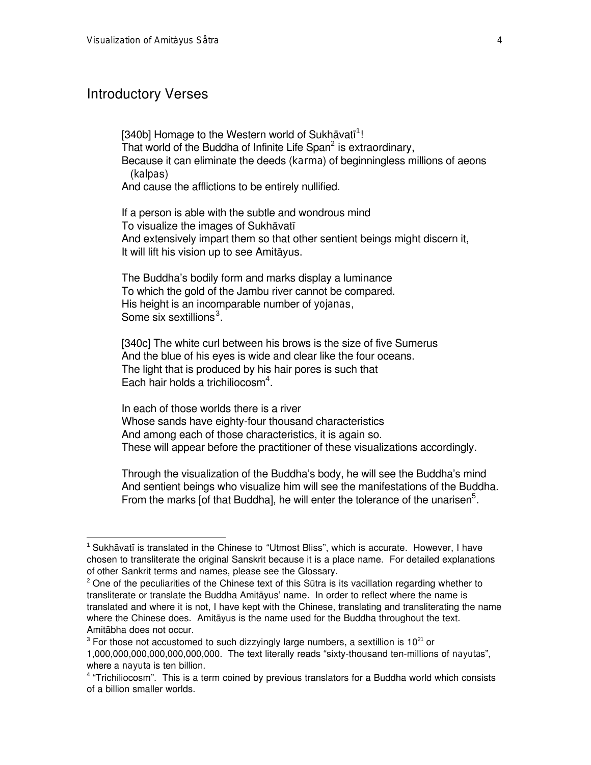## Introductory Verses

[340b] Homage to the Western world of Sukhāvatī[1]!
That world of the Buddha of Infinite Life Span[2] is extraordinary,
Because it can eliminate the deeds (*karma*) of beginningless millions of aeons (*kalpas*)
And cause the afflictions to be entirely nullified.

If a person is able with the subtle and wondrous mind
To visualize the images of Sukhāvatī
And extensively impart them so that other sentient beings might discern it,
It will lift his vision up to see Amitāyus.

The Buddha's bodily form and marks display a luminance
To which the gold of the Jambu river cannot be compared.
His height is an incomparable number of *yojanas*,
Some six sextillions[3].

[340c] The white curl between his brows is the size of five Sumerus
And the blue of his eyes is wide and clear like the four oceans.
The light that is produced by his hair pores is such that
Each hair holds a trichiliocosm[4].

In each of those worlds there is a river
Whose sands have eighty-four thousand characteristics
And among each of those characteristics, it is again so.
These will appear before the practitioner of these visualizations accordingly.

Through the visualization of the Buddha's body, he will see the Buddha's mind
And sentient beings who visualize him will see the manifestations of the Buddha.
From the marks [of that Buddha], he will enter the tolerance of the unarisen[5].

---

[1] Sukhāvatī is translated in the Chinese to "Utmost Bliss", which is accurate. However, I have chosen to transliterate the original Sanskrit because it is a place name. For detailed explanations of other Sankrit terms and names, please see the Glossary.

[2] One of the peculiarities of the Chinese text of this Sūtra is its vacillation regarding whether to transliterate or translate the Buddha Amitāyus' name. In order to reflect where the name is translated and where it is not, I have kept with the Chinese, translating and transliterating the name where the Chinese does. Amitāyus is the name used for the Buddha throughout the text. Amitābha does not occur.

[3] For those not accustomed to such dizzyingly large numbers, a sextillion is $10^{21}$ or 1,000,000,000,000,000,000,000. The text literally reads "sixty-thousand ten-millions of *nayutas*", where a *nayuta* is ten billion.

[4] "Trichiliocosm". This is a term coined by previous translators for a Buddha world which consists of a billion smaller worlds.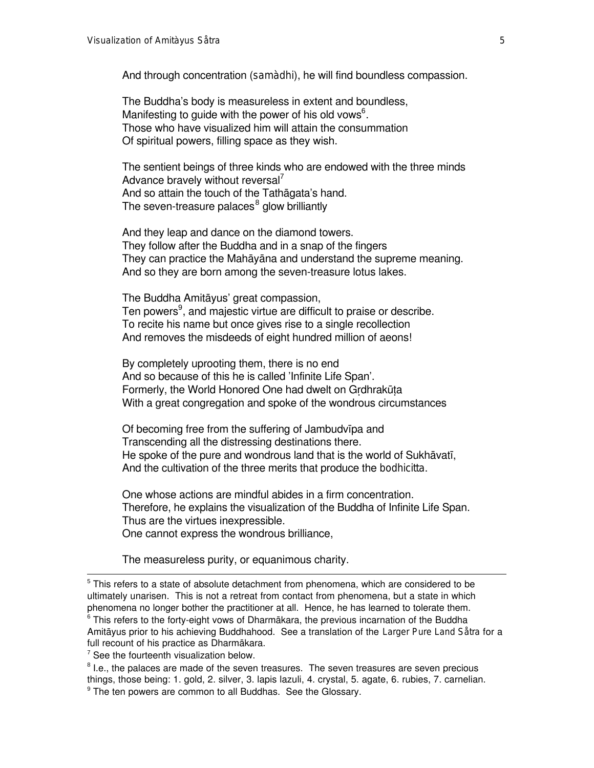And through concentration (*samàdhi*), he will find boundless compassion.

The Buddha's body is measureless in extent and boundless,
Manifesting to guide with the power of his old vows[6].
Those who have visualized him will attain the consummation
Of spiritual powers, filling space as they wish.

The sentient beings of three kinds who are endowed with the three minds
Advance bravely without reversal[7]
And so attain the touch of the Tathāgata's hand.
The seven-treasure palaces[8] glow brilliantly

And they leap and dance on the diamond towers.
They follow after the Buddha and in a snap of the fingers
They can practice the Mahāyāna and understand the supreme meaning.
And so they are born among the seven-treasure lotus lakes.

The Buddha Amitāyus' great compassion,
Ten powers[9], and majestic virtue are difficult to praise or describe.
To recite his name but once gives rise to a single recollection
And removes the misdeeds of eight hundred million of aeons!

By completely uprooting them, there is no end
And so because of this he is called 'Infinite Life Span'.
Formerly, the World Honored One had dwelt on Gṛdhrakūṭa
With a great congregation and spoke of the wondrous circumstances

Of becoming free from the suffering of Jambudvīpa and
Transcending all the distressing destinations there.
He spoke of the pure and wondrous land that is the world of Sukhāvatī,
And the cultivation of the three merits that produce the *bodhicitta*.

One whose actions are mindful abides in a firm concentration.
Therefore, he explains the visualization of the Buddha of Infinite Life Span.
Thus are the virtues inexpressible.
One cannot express the wondrous brilliance,

The measureless purity, or equanimous charity.

---

[5] This refers to a state of absolute detachment from phenomena, which are considered to be ultimately unarisen. This is not a retreat from contact from phenomena, but a state in which phenomena no longer bother the practitioner at all. Hence, he has learned to tolerate them.

[6] This refers to the forty-eight vows of Dharmākara, the previous incarnation of the Buddha Amitāyus prior to his achieving Buddhahood. See a translation of the *Larger Pure Land Såtra* for a full recount of his practice as Dharmākara.

[7] See the fourteenth visualization below.

[8] I.e., the palaces are made of the seven treasures. The seven treasures are seven precious things, those being: 1. gold, 2. silver, 3. lapis lazuli, 4. crystal, 5. agate, 6. rubies, 7. carnelian.

[9] The ten powers are common to all Buddhas. See the Glossary.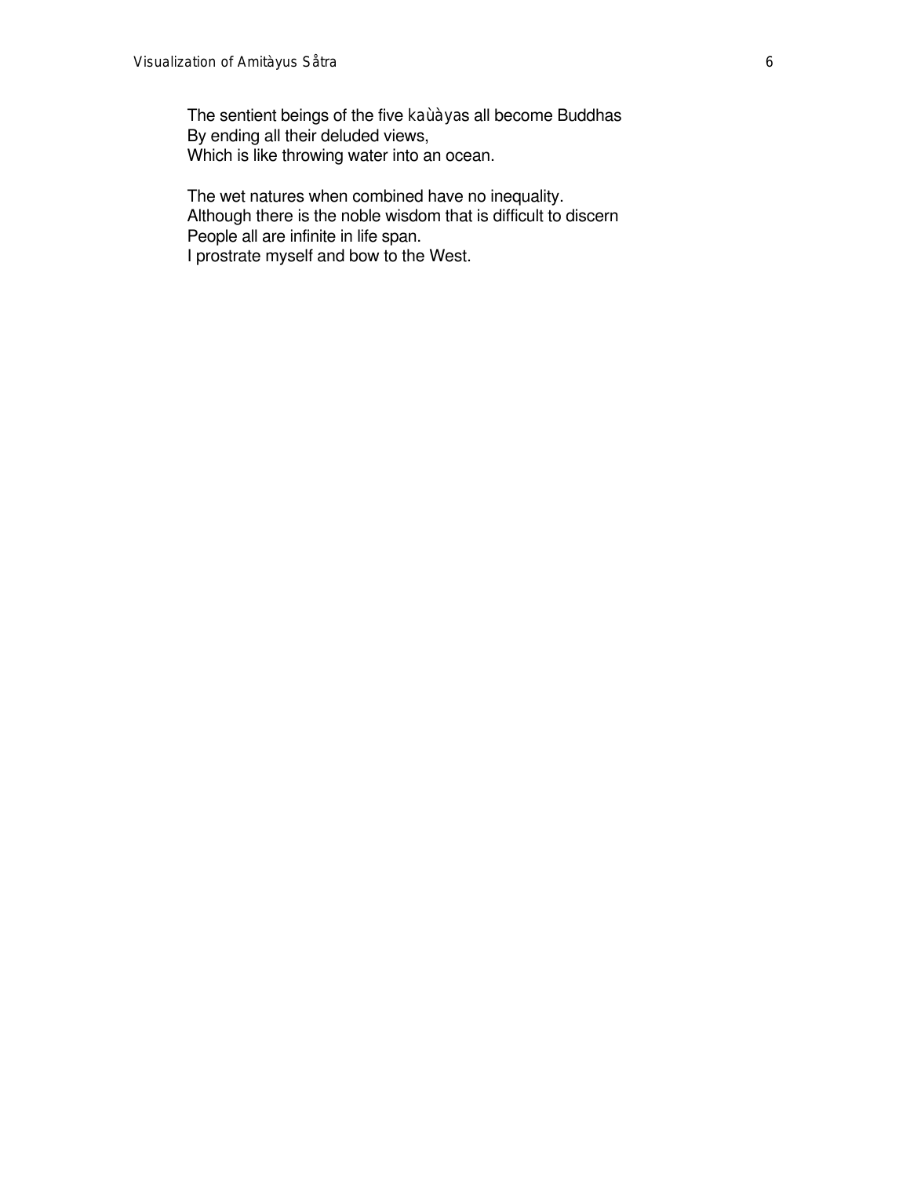The sentient beings of the five kaùàyas all become Buddhas  
By ending all their deluded views,  
Which is like throwing water into an ocean.

The wet natures when combined have no inequality.  
Although there is the noble wisdom that is difficult to discern  
People all are infinite in life span.  
I prostrate myself and bow to the West.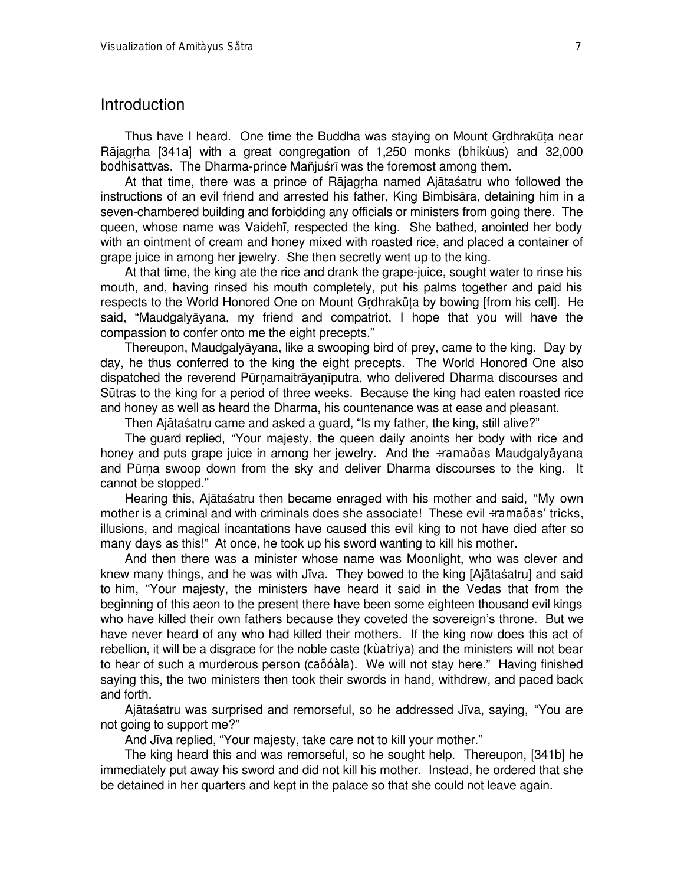## Introduction

Thus have I heard. One time the Buddha was staying on Mount Gṛdhrakūṭa near Rājagṛha [341a] with a great congregation of 1,250 monks (bhikùus) and 32,000 bodhisattvas. The Dharma-prince Mañjuśrī was the foremost among them.

At that time, there was a prince of Rājagṛha named Ajātaśatru who followed the instructions of an evil friend and arrested his father, King Bimbisāra, detaining him in a seven-chambered building and forbidding any officials or ministers from going there. The queen, whose name was Vaidehī, respected the king. She bathed, anointed her body with an ointment of cream and honey mixed with roasted rice, and placed a container of grape juice in among her jewelry. She then secretly went up to the king.

At that time, the king ate the rice and drank the grape-juice, sought water to rinse his mouth, and, having rinsed his mouth completely, put his palms together and paid his respects to the World Honored One on Mount Gṛdhrakūṭa by bowing [from his cell]. He said, "Maudgalyāyana, my friend and compatriot, I hope that you will have the compassion to confer onto me the eight precepts."

Thereupon, Maudgalyāyana, like a swooping bird of prey, came to the king. Day by day, he thus conferred to the king the eight precepts. The World Honored One also dispatched the reverend Pūrṇamaitrāyaṇīputra, who delivered Dharma discourses and Sūtras to the king for a period of three weeks. Because the king had eaten roasted rice and honey as well as heard the Dharma, his countenance was at ease and pleasant.

Then Ajātaśatru came and asked a guard, "Is my father, the king, still alive?"

The guard replied, "Your majesty, the queen daily anoints her body with rice and honey and puts grape juice in among her jewelry. And the ÷ramaõas Maudgalyāyana and Pūrṇa swoop down from the sky and deliver Dharma discourses to the king. It cannot be stopped."

Hearing this, Ajātaśatru then became enraged with his mother and said, "My own mother is a criminal and with criminals does she associate! These evil ÷ramaõas' tricks, illusions, and magical incantations have caused this evil king to not have died after so many days as this!" At once, he took up his sword wanting to kill his mother.

And then there was a minister whose name was Moonlight, who was clever and knew many things, and he was with Jīva. They bowed to the king [Ajātaśatru] and said to him, "Your majesty, the ministers have heard it said in the Vedas that from the beginning of this aeon to the present there have been some eighteen thousand evil kings who have killed their own fathers because they coveted the sovereign's throne. But we have never heard of any who had killed their mothers. If the king now does this act of rebellion, it will be a disgrace for the noble caste (kùatriya) and the ministers will not bear to hear of such a murderous person (caõóàla). We will not stay here." Having finished saying this, the two ministers then took their swords in hand, withdrew, and paced back and forth.

Ajātaśatru was surprised and remorseful, so he addressed Jīva, saying, "You are not going to support me?"

And Jīva replied, "Your majesty, take care not to kill your mother."

The king heard this and was remorseful, so he sought help. Thereupon, [341b] he immediately put away his sword and did not kill his mother. Instead, he ordered that she be detained in her quarters and kept in the palace so that she could not leave again.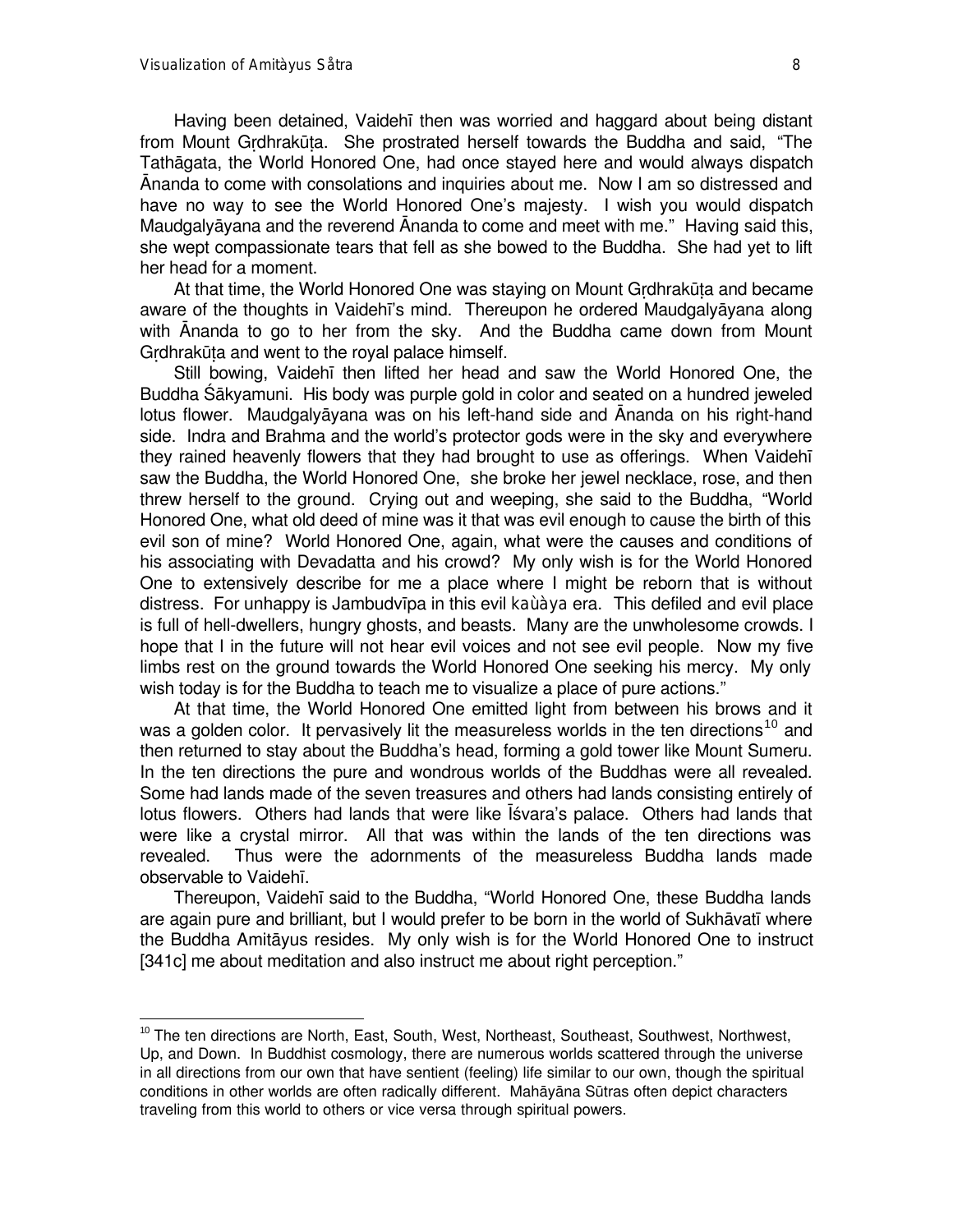Having been detained, Vaidehī then was worried and haggard about being distant from Mount Gṛdhrakūṭa. She prostrated herself towards the Buddha and said, "The Tathāgata, the World Honored One, had once stayed here and would always dispatch Ānanda to come with consolations and inquiries about me. Now I am so distressed and have no way to see the World Honored One's majesty. I wish you would dispatch Maudgalyāyana and the reverend Ānanda to come and meet with me." Having said this, she wept compassionate tears that fell as she bowed to the Buddha. She had yet to lift her head for a moment.

At that time, the World Honored One was staying on Mount Gṛdhrakūṭa and became aware of the thoughts in Vaidehī's mind. Thereupon he ordered Maudgalyāyana along with Ānanda to go to her from the sky. And the Buddha came down from Mount Gṛdhrakūṭa and went to the royal palace himself.

Still bowing, Vaidehī then lifted her head and saw the World Honored One, the Buddha Śākyamuni. His body was purple gold in color and seated on a hundred jeweled lotus flower. Maudgalyāyana was on his left-hand side and Ānanda on his right-hand side. Indra and Brahma and the world's protector gods were in the sky and everywhere they rained heavenly flowers that they had brought to use as offerings. When Vaidehī saw the Buddha, the World Honored One, she broke her jewel necklace, rose, and then threw herself to the ground. Crying out and weeping, she said to the Buddha, "World Honored One, what old deed of mine was it that was evil enough to cause the birth of this evil son of mine? World Honored One, again, what were the causes and conditions of his associating with Devadatta and his crowd? My only wish is for the World Honored One to extensively describe for me a place where I might be reborn that is without distress. For unhappy is Jambudvīpa in this evil kaùàya era. This defiled and evil place is full of hell-dwellers, hungry ghosts, and beasts. Many are the unwholesome crowds. I hope that I in the future will not hear evil voices and not see evil people. Now my five limbs rest on the ground towards the World Honored One seeking his mercy. My only wish today is for the Buddha to teach me to visualize a place of pure actions."

At that time, the World Honored One emitted light from between his brows and it was a golden color. It pervasively lit the measureless worlds in the ten directions[10] and then returned to stay about the Buddha's head, forming a gold tower like Mount Sumeru. In the ten directions the pure and wondrous worlds of the Buddhas were all revealed. Some had lands made of the seven treasures and others had lands consisting entirely of lotus flowers. Others had lands that were like Īśvara's palace. Others had lands that were like a crystal mirror. All that was within the lands of the ten directions was revealed. Thus were the adornments of the measureless Buddha lands made observable to Vaidehī.

Thereupon, Vaidehī said to the Buddha, "World Honored One, these Buddha lands are again pure and brilliant, but I would prefer to be born in the world of Sukhāvatī where the Buddha Amitāyus resides. My only wish is for the World Honored One to instruct [341c] me about meditation and also instruct me about right perception."

---

[10] The ten directions are North, East, South, West, Northeast, Southeast, Southwest, Northwest, Up, and Down. In Buddhist cosmology, there are numerous worlds scattered through the universe in all directions from our own that have sentient (feeling) life similar to our own, though the spiritual conditions in other worlds are often radically different. Mahāyāna Sūtras often depict characters traveling from this world to others or vice versa through spiritual powers.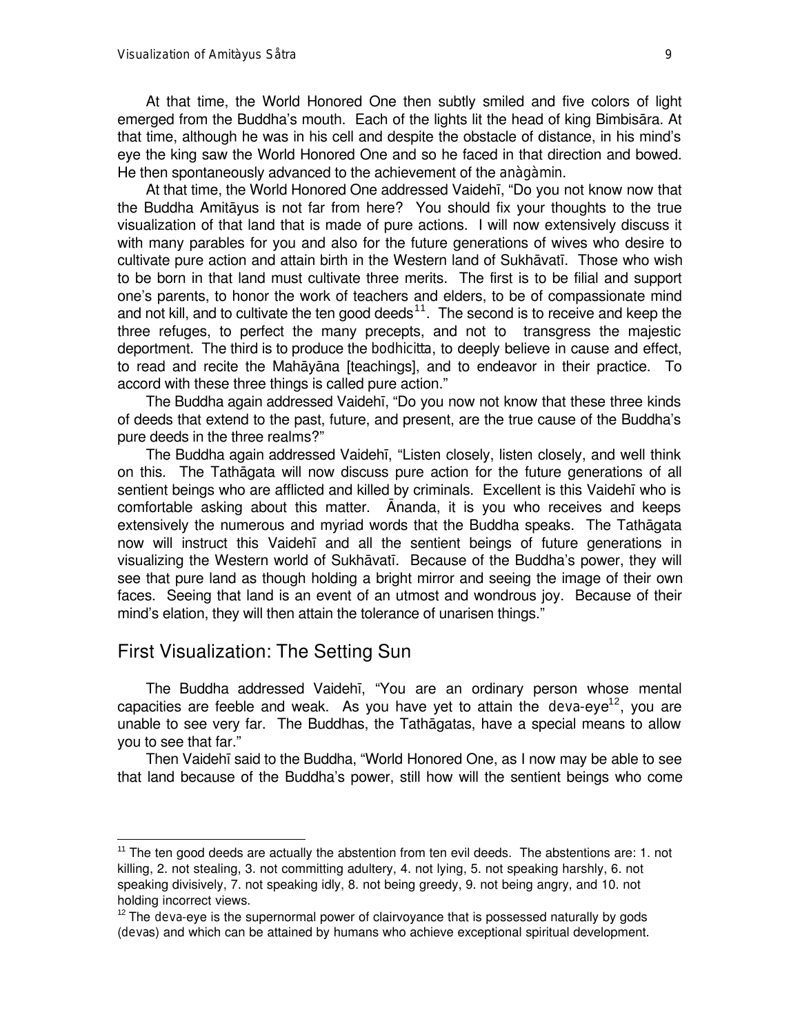At that time, the World Honored One then subtly smiled and five colors of light emerged from the Buddha's mouth. Each of the lights lit the head of king Bimbisāra. At that time, although he was in his cell and despite the obstacle of distance, in his mind's eye the king saw the World Honored One and so he faced in that direction and bowed. He then spontaneously advanced to the achievement of the *anàgàmin*.

At that time, the World Honored One addressed Vaidehī, "Do you not know now that the Buddha Amitāyus is not far from here? You should fix your thoughts to the true visualization of that land that is made of pure actions. I will now extensively discuss it with many parables for you and also for the future generations of wives who desire to cultivate pure action and attain birth in the Western land of Sukhāvatī. Those who wish to be born in that land must cultivate three merits. The first is to be filial and support one's parents, to honor the work of teachers and elders, to be of compassionate mind and not kill, and to cultivate the ten good deeds[11]. The second is to receive and keep the three refuges, to perfect the many precepts, and not to transgress the majestic deportment. The third is to produce the *bodhicitta*, to deeply believe in cause and effect, to read and recite the Mahāyāna [teachings], and to endeavor in their practice. To accord with these three things is called pure action."

The Buddha again addressed Vaidehī, "Do you now not know that these three kinds of deeds that extend to the past, future, and present, are the true cause of the Buddha's pure deeds in the three realms?"

The Buddha again addressed Vaidehī, "Listen closely, listen closely, and well think on this. The Tathāgata will now discuss pure action for the future generations of all sentient beings who are afflicted and killed by criminals. Excellent is this Vaidehī who is comfortable asking about this matter. Ānanda, it is you who receives and keeps extensively the numerous and myriad words that the Buddha speaks. The Tathāgata now will instruct this Vaidehī and all the sentient beings of future generations in visualizing the Western world of Sukhāvatī. Because of the Buddha's power, they will see that pure land as though holding a bright mirror and seeing the image of their own faces. Seeing that land is an event of an utmost and wondrous joy. Because of their mind's elation, they will then attain the tolerance of unarisen things."

## First Visualization: The Setting Sun

The Buddha addressed Vaidehī, "You are an ordinary person whose mental capacities are feeble and weak. As you have yet to attain the *deva*-eye[12], you are unable to see very far. The Buddhas, the Tathāgatas, have a special means to allow you to see that far."

Then Vaidehī said to the Buddha, "World Honored One, as I now may be able to see that land because of the Buddha's power, still how will the sentient beings who come

---

[11] The ten good deeds are actually the abstention from ten evil deeds. The abstentions are: 1. not killing, 2. not stealing, 3. not committing adultery, 4. not lying, 5. not speaking harshly, 6. not speaking divisively, 7. not speaking idly, 8. not being greedy, 9. not being angry, and 10. not holding incorrect views.

[12] The *deva*-eye is the supernormal power of clairvoyance that is possessed naturally by gods (*devas*) and which can be attained by humans who achieve exceptional spiritual development.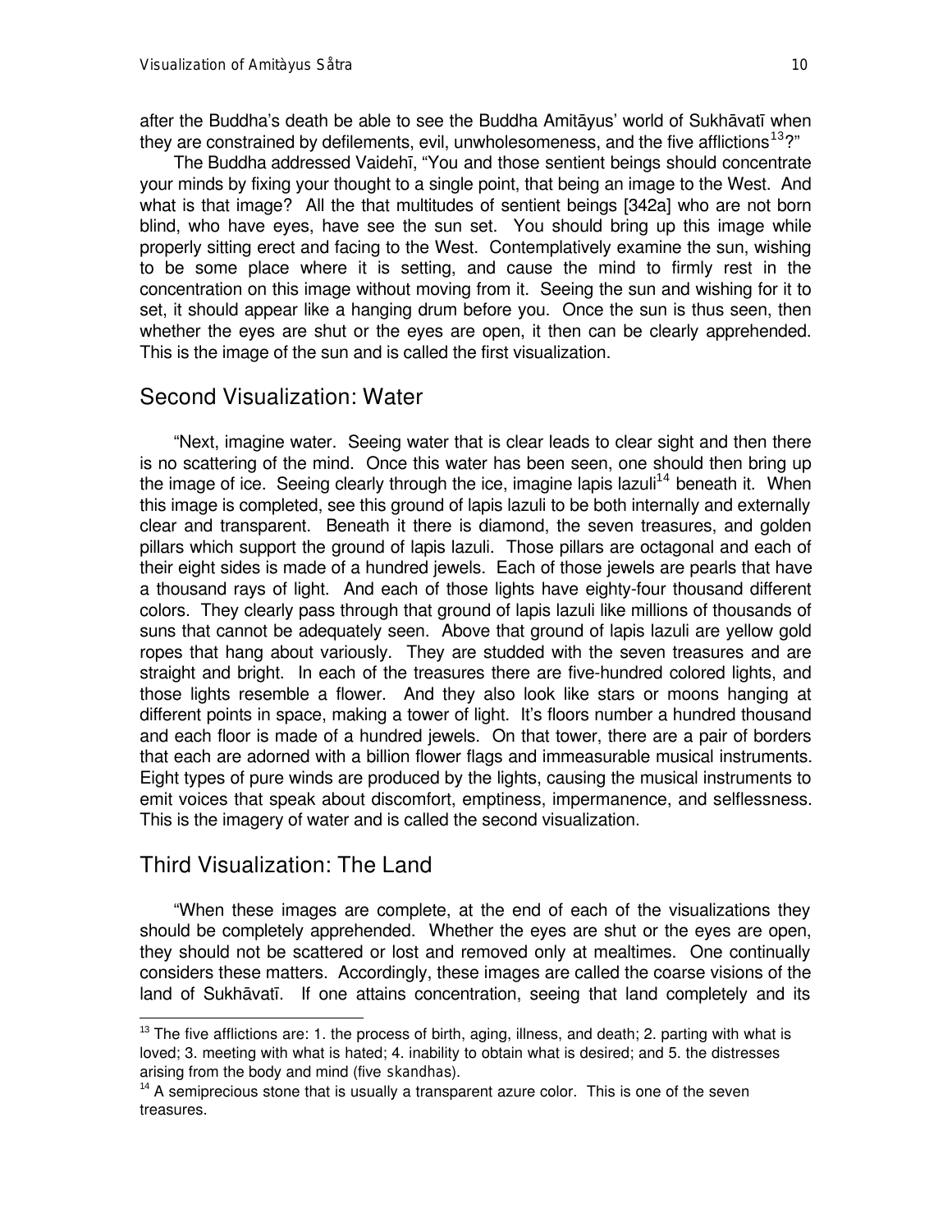after the Buddha's death be able to see the Buddha Amitāyus' world of Sukhāvatī when they are constrained by defilements, evil, unwholesomeness, and the five afflictions[13]?"

The Buddha addressed Vaidehī, "You and those sentient beings should concentrate your minds by fixing your thought to a single point, that being an image to the West. And what is that image? All the that multitudes of sentient beings [342a] who are not born blind, who have eyes, have see the sun set. You should bring up this image while properly sitting erect and facing to the West. Contemplatively examine the sun, wishing to be some place where it is setting, and cause the mind to firmly rest in the concentration on this image without moving from it. Seeing the sun and wishing for it to set, it should appear like a hanging drum before you. Once the sun is thus seen, then whether the eyes are shut or the eyes are open, it then can be clearly apprehended. This is the image of the sun and is called the first visualization.

## Second Visualization: Water

"Next, imagine water. Seeing water that is clear leads to clear sight and then there is no scattering of the mind. Once this water has been seen, one should then bring up the image of ice. Seeing clearly through the ice, imagine lapis lazuli[14] beneath it. When this image is completed, see this ground of lapis lazuli to be both internally and externally clear and transparent. Beneath it there is diamond, the seven treasures, and golden pillars which support the ground of lapis lazuli. Those pillars are octagonal and each of their eight sides is made of a hundred jewels. Each of those jewels are pearls that have a thousand rays of light. And each of those lights have eighty-four thousand different colors. They clearly pass through that ground of lapis lazuli like millions of thousands of suns that cannot be adequately seen. Above that ground of lapis lazuli are yellow gold ropes that hang about variously. They are studded with the seven treasures and are straight and bright. In each of the treasures there are five-hundred colored lights, and those lights resemble a flower. And they also look like stars or moons hanging at different points in space, making a tower of light. It's floors number a hundred thousand and each floor is made of a hundred jewels. On that tower, there are a pair of borders that each are adorned with a billion flower flags and immeasurable musical instruments. Eight types of pure winds are produced by the lights, causing the musical instruments to emit voices that speak about discomfort, emptiness, impermanence, and selflessness. This is the imagery of water and is called the second visualization.

## Third Visualization: The Land

"When these images are complete, at the end of each of the visualizations they should be completely apprehended. Whether the eyes are shut or the eyes are open, they should not be scattered or lost and removed only at mealtimes. One continually considers these matters. Accordingly, these images are called the coarse visions of the land of Sukhāvatī. If one attains concentration, seeing that land completely and its

---

[13] The five afflictions are: 1. the process of birth, aging, illness, and death; 2. parting with what is loved; 3. meeting with what is hated; 4. inability to obtain what is desired; and 5. the distresses arising from the body and mind (five *skandhas*).

[14] A semiprecious stone that is usually a transparent azure color. This is one of the seven treasures.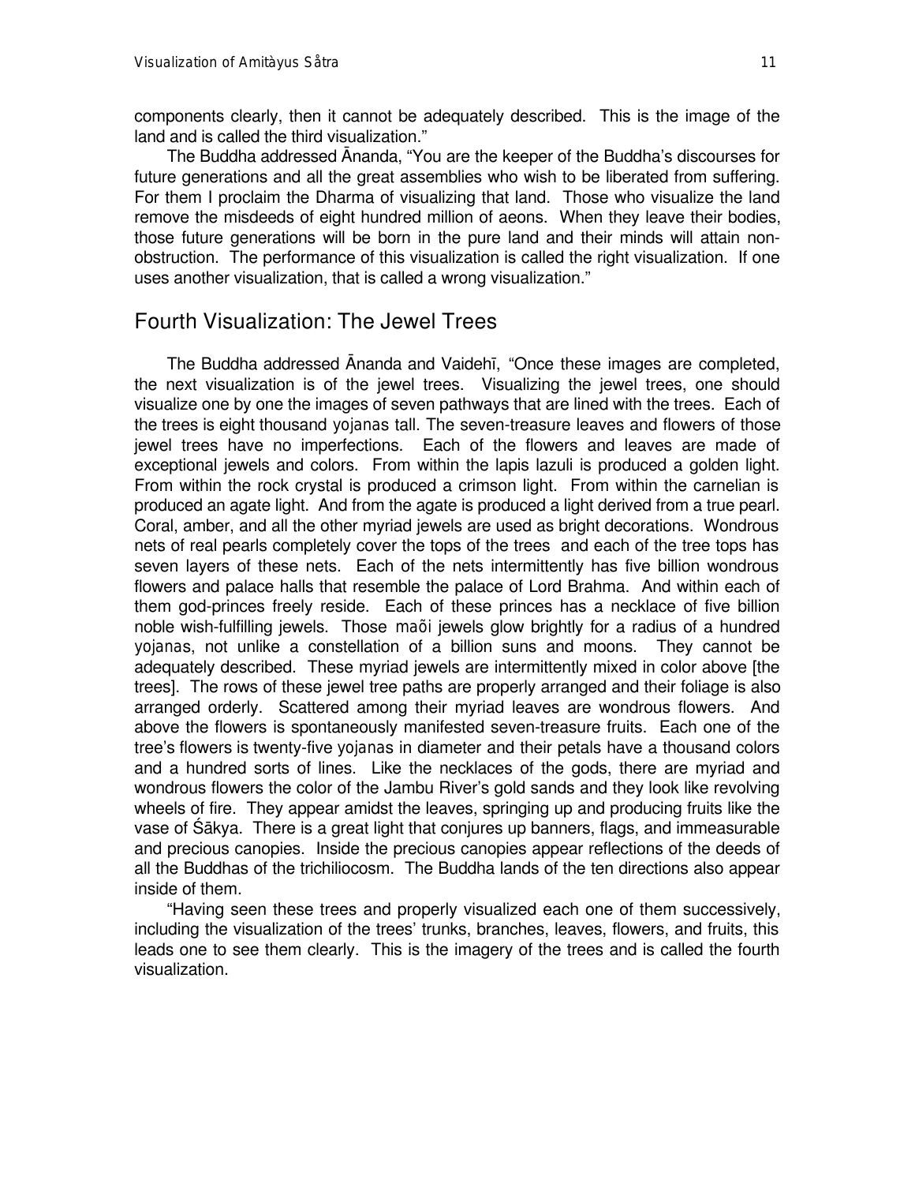components clearly, then it cannot be adequately described. This is the image of the land and is called the third visualization."

The Buddha addressed Ānanda, "You are the keeper of the Buddha's discourses for future generations and all the great assemblies who wish to be liberated from suffering. For them I proclaim the Dharma of visualizing that land. Those who visualize the land remove the misdeeds of eight hundred million of aeons. When they leave their bodies, those future generations will be born in the pure land and their minds will attain non-obstruction. The performance of this visualization is called the right visualization. If one uses another visualization, that is called a wrong visualization."

## Fourth Visualization: The Jewel Trees

The Buddha addressed Ānanda and Vaidehī, "Once these images are completed, the next visualization is of the jewel trees. Visualizing the jewel trees, one should visualize one by one the images of seven pathways that are lined with the trees. Each of the trees is eight thousand *yojanas* tall. The seven-treasure leaves and flowers of those jewel trees have no imperfections. Each of the flowers and leaves are made of exceptional jewels and colors. From within the lapis lazuli is produced a golden light. From within the rock crystal is produced a crimson light. From within the carnelian is produced an agate light. And from the agate is produced a light derived from a true pearl. Coral, amber, and all the other myriad jewels are used as bright decorations. Wondrous nets of real pearls completely cover the tops of the trees and each of the tree tops has seven layers of these nets. Each of the nets intermittently has five billion wondrous flowers and palace halls that resemble the palace of Lord Brahma. And within each of them god-princes freely reside. Each of these princes has a necklace of five billion noble wish-fulfilling jewels. Those *maõi* jewels glow brightly for a radius of a hundred *yojanas*, not unlike a constellation of a billion suns and moons. They cannot be adequately described. These myriad jewels are intermittently mixed in color above [the trees]. The rows of these jewel tree paths are properly arranged and their foliage is also arranged orderly. Scattered among their myriad leaves are wondrous flowers. And above the flowers is spontaneously manifested seven-treasure fruits. Each one of the tree's flowers is twenty-five *yojanas* in diameter and their petals have a thousand colors and a hundred sorts of lines. Like the necklaces of the gods, there are myriad and wondrous flowers the color of the Jambu River's gold sands and they look like revolving wheels of fire. They appear amidst the leaves, springing up and producing fruits like the vase of Śākya. There is a great light that conjures up banners, flags, and immeasurable and precious canopies. Inside the precious canopies appear reflections of the deeds of all the Buddhas of the trichiliocosm. The Buddha lands of the ten directions also appear inside of them.

"Having seen these trees and properly visualized each one of them successively, including the visualization of the trees' trunks, branches, leaves, flowers, and fruits, this leads one to see them clearly. This is the imagery of the trees and is called the fourth visualization.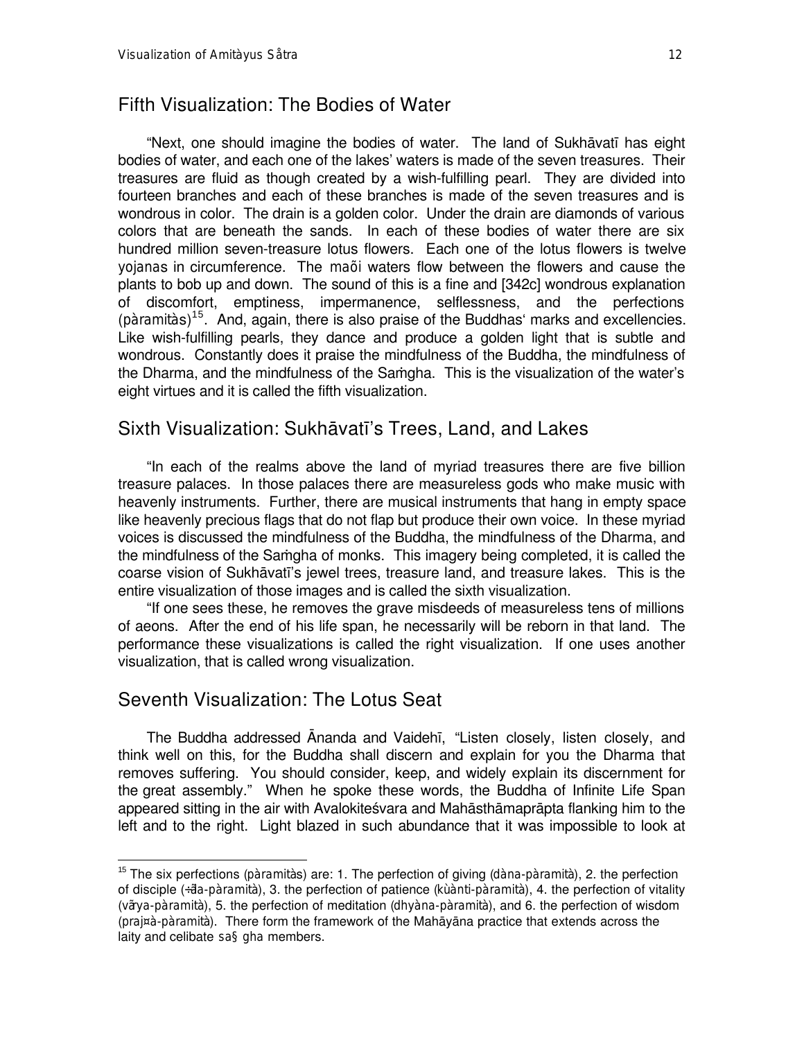## Fifth Visualization: The Bodies of Water

"Next, one should imagine the bodies of water. The land of Sukhāvatī has eight bodies of water, and each one of the lakes' waters is made of the seven treasures. Their treasures are fluid as though created by a wish-fulfilling pearl. They are divided into fourteen branches and each of these branches is made of the seven treasures and is wondrous in color. The drain is a golden color. Under the drain are diamonds of various colors that are beneath the sands. In each of these bodies of water there are six hundred million seven-treasure lotus flowers. Each one of the lotus flowers is twelve yojanas in circumference. The maõi waters flow between the flowers and cause the plants to bob up and down. The sound of this is a fine and [342c] wondrous explanation of discomfort, emptiness, impermanence, selflessness, and the perfections (pàramitàs)[15]. And, again, there is also praise of the Buddhas' marks and excellencies. Like wish-fulfilling pearls, they dance and produce a golden light that is subtle and wondrous. Constantly does it praise the mindfulness of the Buddha, the mindfulness of the Dharma, and the mindfulness of the Saṁgha. This is the visualization of the water's eight virtues and it is called the fifth visualization.

## Sixth Visualization: Sukhāvatī's Trees, Land, and Lakes

"In each of the realms above the land of myriad treasures there are five billion treasure palaces. In those palaces there are measureless gods who make music with heavenly instruments. Further, there are musical instruments that hang in empty space like heavenly precious flags that do not flap but produce their own voice. In these myriad voices is discussed the mindfulness of the Buddha, the mindfulness of the Dharma, and the mindfulness of the Saṁgha of monks. This imagery being completed, it is called the coarse vision of Sukhāvatī's jewel trees, treasure land, and treasure lakes. This is the entire visualization of those images and is called the sixth visualization.

"If one sees these, he removes the grave misdeeds of measureless tens of millions of aeons. After the end of his life span, he necessarily will be reborn in that land. The performance these visualizations is called the right visualization. If one uses another visualization, that is called wrong visualization.

## Seventh Visualization: The Lotus Seat

The Buddha addressed Ānanda and Vaidehī, "Listen closely, listen closely, and think well on this, for the Buddha shall discern and explain for you the Dharma that removes suffering. You should consider, keep, and widely explain its discernment for the great assembly." When he spoke these words, the Buddha of Infinite Life Span appeared sitting in the air with Avalokiteśvara and Mahāsthāmaprāpta flanking him to the left and to the right. Light blazed in such abundance that it was impossible to look at

---

[15] The six perfections (pàramitàs) are: 1. The perfection of giving (dàna-pàramità), 2. the perfection of disciple (÷ãla-pàramità), 3. the perfection of patience (kùànti-pàramità), 4. the perfection of vitality (vãrya-pàramità), 5. the perfection of meditation (dhyàna-pàramità), and 6. the perfection of wisdom (praj¤à-pàramità). There form the framework of the Mahāyāna practice that extends across the laity and celibate sa§ gha members.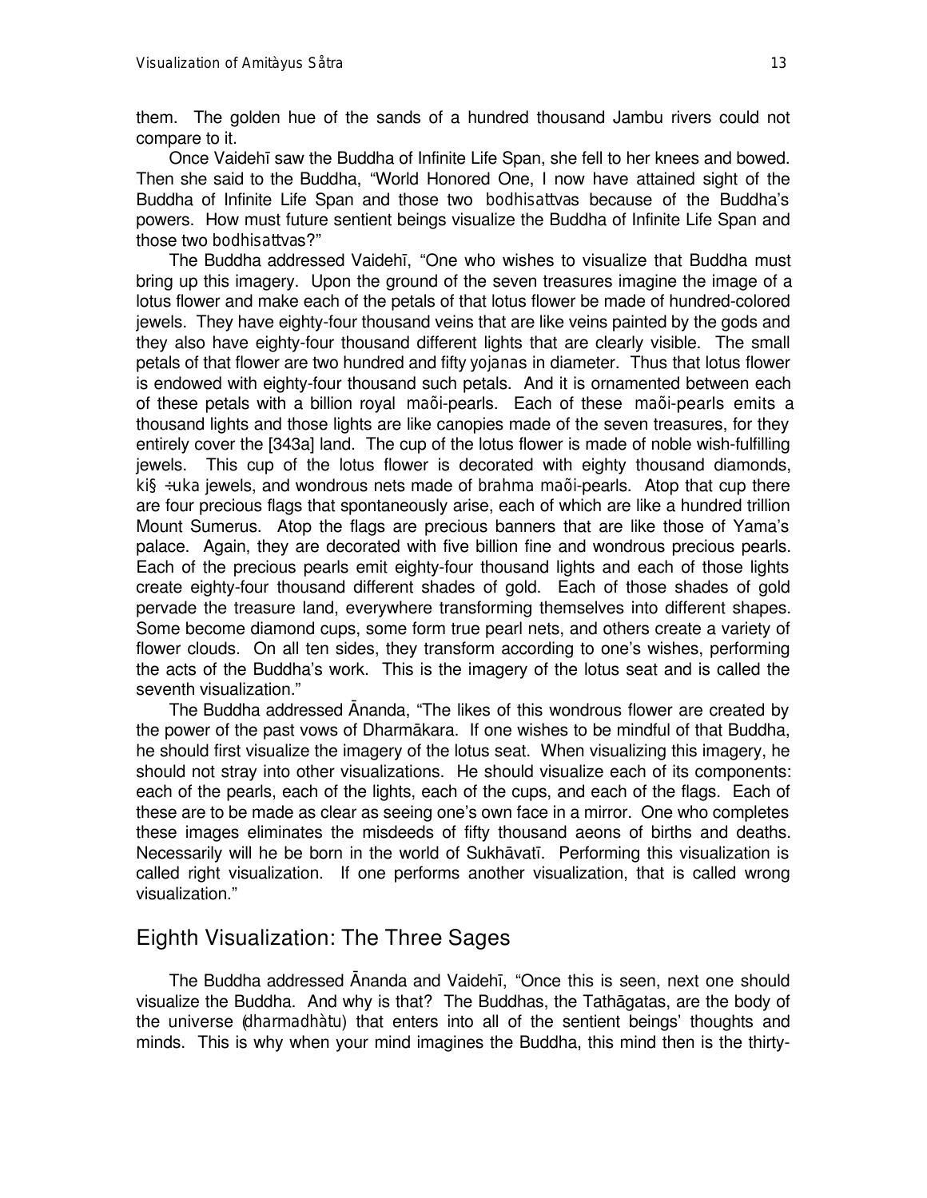them. The golden hue of the sands of a hundred thousand Jambu rivers could not compare to it.

Once Vaidehī saw the Buddha of Infinite Life Span, she fell to her knees and bowed. Then she said to the Buddha, "World Honored One, I now have attained sight of the Buddha of Infinite Life Span and those two *bodhisattvas* because of the Buddha's powers. How must future sentient beings visualize the Buddha of Infinite Life Span and those two *bodhisattvas*?"

The Buddha addressed Vaidehī, "One who wishes to visualize that Buddha must bring up this imagery. Upon the ground of the seven treasures imagine the image of a lotus flower and make each of the petals of that lotus flower be made of hundred-colored jewels. They have eighty-four thousand veins that are like veins painted by the gods and they also have eighty-four thousand different lights that are clearly visible. The small petals of that flower are two hundred and fifty *yojanas* in diameter. Thus that lotus flower is endowed with eighty-four thousand such petals. And it is ornamented between each of these petals with a billion royal *maõi*-pearls. Each of these *maõi*-pearls emits a thousand lights and those lights are like canopies made of the seven treasures, for they entirely cover the [343a] land. The cup of the lotus flower is made of noble wish-fulfilling jewels. This cup of the lotus flower is decorated with eighty thousand diamonds, *ki§ ÷uka* jewels, and wondrous nets made of *brahma maõi*-pearls. Atop that cup there are four precious flags that spontaneously arise, each of which are like a hundred trillion Mount Sumerus. Atop the flags are precious banners that are like those of Yama's palace. Again, they are decorated with five billion fine and wondrous precious pearls. Each of the precious pearls emit eighty-four thousand lights and each of those lights create eighty-four thousand different shades of gold. Each of those shades of gold pervade the treasure land, everywhere transforming themselves into different shapes. Some become diamond cups, some form true pearl nets, and others create a variety of flower clouds. On all ten sides, they transform according to one's wishes, performing the acts of the Buddha's work. This is the imagery of the lotus seat and is called the seventh visualization."

The Buddha addressed Ānanda, "The likes of this wondrous flower are created by the power of the past vows of Dharmākara. If one wishes to be mindful of that Buddha, he should first visualize the imagery of the lotus seat. When visualizing this imagery, he should not stray into other visualizations. He should visualize each of its components: each of the pearls, each of the lights, each of the cups, and each of the flags. Each of these are to be made as clear as seeing one's own face in a mirror. One who completes these images eliminates the misdeeds of fifty thousand aeons of births and deaths. Necessarily will he be born in the world of Sukhāvatī. Performing this visualization is called right visualization. If one performs another visualization, that is called wrong visualization."

## Eighth Visualization: The Three Sages

The Buddha addressed Ānanda and Vaidehī, "Once this is seen, next one should visualize the Buddha. And why is that? The Buddhas, the Tathāgatas, are the body of the universe (*dharmadhàtu*) that enters into all of the sentient beings' thoughts and minds. This is why when your mind imagines the Buddha, this mind then is the thirty-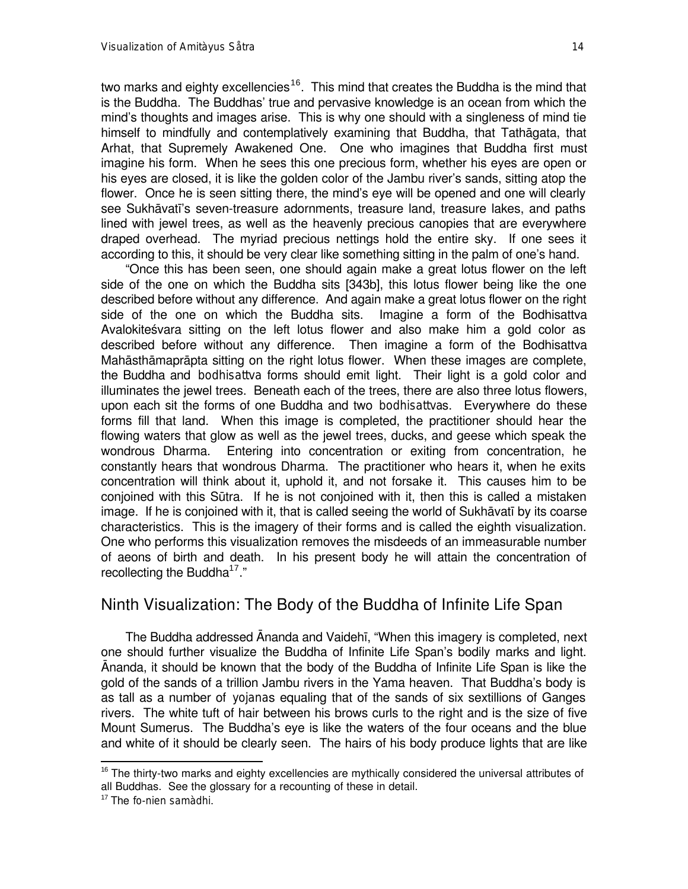two marks and eighty excellencies[16]. This mind that creates the Buddha is the mind that is the Buddha. The Buddhas' true and pervasive knowledge is an ocean from which the mind's thoughts and images arise. This is why one should with a singleness of mind tie himself to mindfully and contemplatively examining that Buddha, that Tathāgata, that Arhat, that Supremely Awakened One. One who imagines that Buddha first must imagine his form. When he sees this one precious form, whether his eyes are open or his eyes are closed, it is like the golden color of the Jambu river's sands, sitting atop the flower. Once he is seen sitting there, the mind's eye will be opened and one will clearly see Sukhāvatī's seven-treasure adornments, treasure land, treasure lakes, and paths lined with jewel trees, as well as the heavenly precious canopies that are everywhere draped overhead. The myriad precious nettings hold the entire sky. If one sees it according to this, it should be very clear like something sitting in the palm of one's hand.

"Once this has been seen, one should again make a great lotus flower on the left side of the one on which the Buddha sits [343b], this lotus flower being like the one described before without any difference. And again make a great lotus flower on the right side of the one on which the Buddha sits. Imagine a form of the Bodhisattva Avalokiteśvara sitting on the left lotus flower and also make him a gold color as described before without any difference. Then imagine a form of the Bodhisattva Mahāsthāmaprāpta sitting on the right lotus flower. When these images are complete, the Buddha and *bodhisattva* forms should emit light. Their light is a gold color and illuminates the jewel trees. Beneath each of the trees, there are also three lotus flowers, upon each sit the forms of one Buddha and two *bodhisattvas*. Everywhere do these forms fill that land. When this image is completed, the practitioner should hear the flowing waters that glow as well as the jewel trees, ducks, and geese which speak the wondrous Dharma. Entering into concentration or exiting from concentration, he constantly hears that wondrous Dharma. The practitioner who hears it, when he exits concentration will think about it, uphold it, and not forsake it. This causes him to be conjoined with this Sūtra. If he is not conjoined with it, then this is called a mistaken image. If he is conjoined with it, that is called seeing the world of Sukhāvatī by its coarse characteristics. This is the imagery of their forms and is called the eighth visualization. One who performs this visualization removes the misdeeds of an immeasurable number of aeons of birth and death. In his present body he will attain the concentration of recollecting the Buddha[17]."

## Ninth Visualization: The Body of the Buddha of Infinite Life Span

The Buddha addressed Ānanda and Vaidehī, "When this imagery is completed, next one should further visualize the Buddha of Infinite Life Span's bodily marks and light. Ānanda, it should be known that the body of the Buddha of Infinite Life Span is like the gold of the sands of a trillion Jambu rivers in the Yama heaven. That Buddha's body is as tall as a number of *yojanas* equaling that of the sands of six sextillions of Ganges rivers. The white tuft of hair between his brows curls to the right and is the size of five Mount Sumerus. The Buddha's eye is like the waters of the four oceans and the blue and white of it should be clearly seen. The hairs of his body produce lights that are like

---

[16] The thirty-two marks and eighty excellencies are mythically considered the universal attributes of all Buddhas. See the glossary for a recounting of these in detail.

[17] The *fo-nien samàdhi*.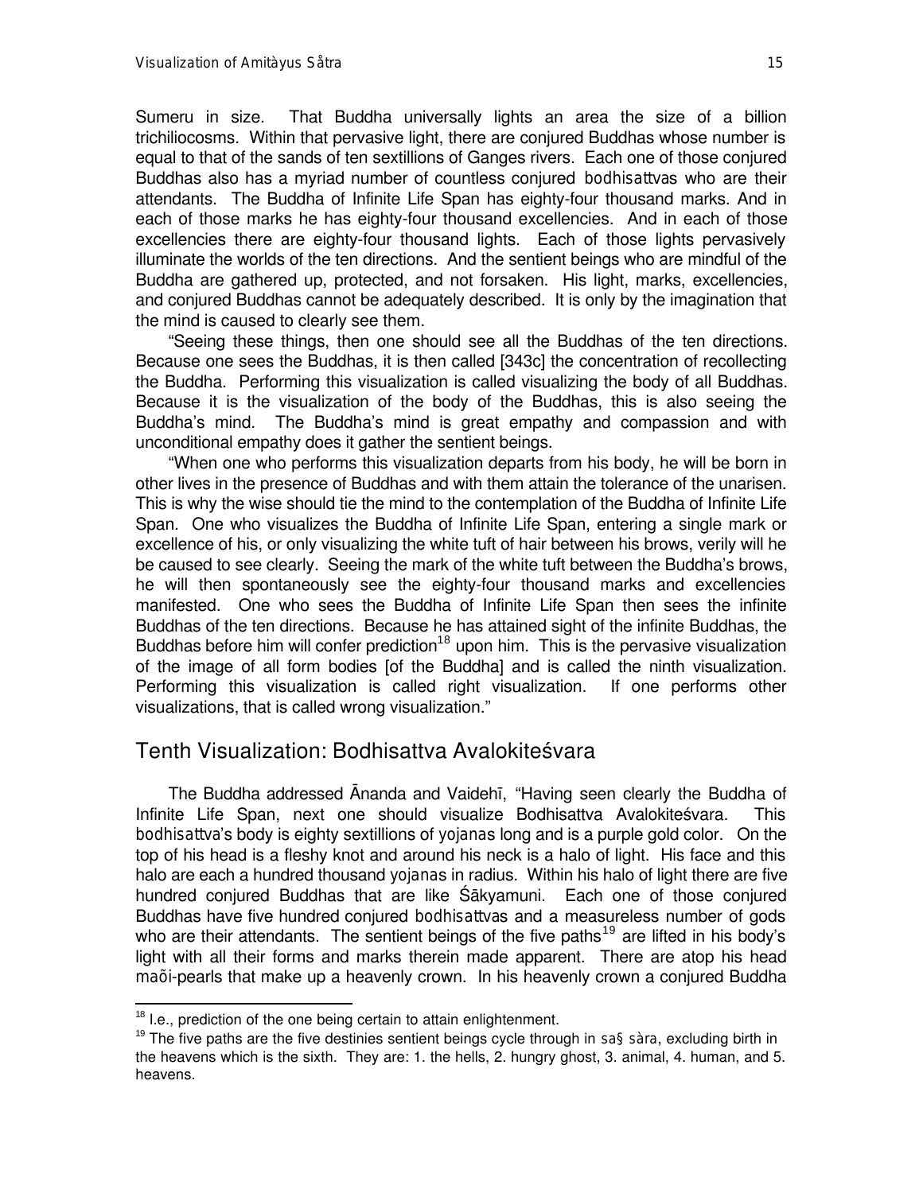Sumeru in size. That Buddha universally lights an area the size of a billion trichiliocosms. Within that pervasive light, there are conjured Buddhas whose number is equal to that of the sands of ten sextillions of Ganges rivers. Each one of those conjured Buddhas also has a myriad number of countless conjured *bodhisattvas* who are their attendants. The Buddha of Infinite Life Span has eighty-four thousand marks. And in each of those marks he has eighty-four thousand excellencies. And in each of those excellencies there are eighty-four thousand lights. Each of those lights pervasively illuminate the worlds of the ten directions. And the sentient beings who are mindful of the Buddha are gathered up, protected, and not forsaken. His light, marks, excellencies, and conjured Buddhas cannot be adequately described. It is only by the imagination that the mind is caused to clearly see them.

"Seeing these things, then one should see all the Buddhas of the ten directions. Because one sees the Buddhas, it is then called [343c] the concentration of recollecting the Buddha. Performing this visualization is called visualizing the body of all Buddhas. Because it is the visualization of the body of the Buddhas, this is also seeing the Buddha's mind. The Buddha's mind is great empathy and compassion and with unconditional empathy does it gather the sentient beings.

"When one who performs this visualization departs from his body, he will be born in other lives in the presence of Buddhas and with them attain the tolerance of the unarisen. This is why the wise should tie the mind to the contemplation of the Buddha of Infinite Life Span. One who visualizes the Buddha of Infinite Life Span, entering a single mark or excellence of his, or only visualizing the white tuft of hair between his brows, verily will he be caused to see clearly. Seeing the mark of the white tuft between the Buddha's brows, he will then spontaneously see the eighty-four thousand marks and excellencies manifested. One who sees the Buddha of Infinite Life Span then sees the infinite Buddhas of the ten directions. Because he has attained sight of the infinite Buddhas, the Buddhas before him will confer prediction[18] upon him. This is the pervasive visualization of the image of all form bodies [of the Buddha] and is called the ninth visualization. Performing this visualization is called right visualization. If one performs other visualizations, that is called wrong visualization."

## Tenth Visualization: Bodhisattva Avalokiteśvara

The Buddha addressed Ānanda and Vaidehī, "Having seen clearly the Buddha of Infinite Life Span, next one should visualize Bodhisattva Avalokiteśvara. This *bodhisattva*'s body is eighty sextillions of *yojanas* long and is a purple gold color. On the top of his head is a fleshy knot and around his neck is a halo of light. His face and this halo are each a hundred thousand *yojanas* in radius. Within his halo of light there are five hundred conjured Buddhas that are like Śākyamuni. Each one of those conjured Buddhas have five hundred conjured *bodhisattvas* and a measureless number of gods who are their attendants. The sentient beings of the five paths[19] are lifted in his body's light with all their forms and marks therein made apparent. There are atop his head *maõi*-pearls that make up a heavenly crown. In his heavenly crown a conjured Buddha

---

[18] I.e., prediction of the one being certain to attain enlightenment.

[19] The five paths are the five destinies sentient beings cycle through in *sa§ sàra*, excluding birth in the heavens which is the sixth. They are: 1. the hells, 2. hungry ghost, 3. animal, 4. human, and 5. heavens.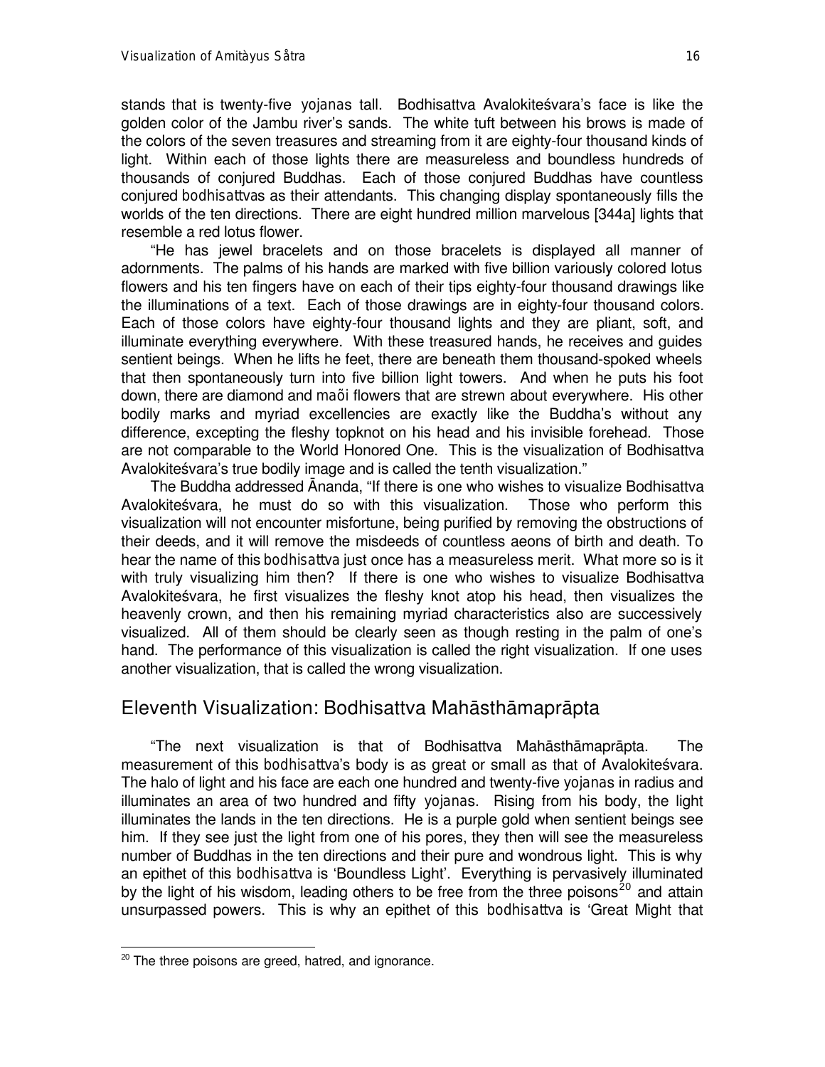stands that is twenty-five *yojanas* tall. Bodhisattva Avalokiteśvara's face is like the golden color of the Jambu river's sands. The white tuft between his brows is made of the colors of the seven treasures and streaming from it are eighty-four thousand kinds of light. Within each of those lights there are measureless and boundless hundreds of thousands of conjured Buddhas. Each of those conjured Buddhas have countless conjured *bodhisattvas* as their attendants. This changing display spontaneously fills the worlds of the ten directions. There are eight hundred million marvelous [344a] lights that resemble a red lotus flower.

"He has jewel bracelets and on those bracelets is displayed all manner of adornments. The palms of his hands are marked with five billion variously colored lotus flowers and his ten fingers have on each of their tips eighty-four thousand drawings like the illuminations of a text. Each of those drawings are in eighty-four thousand colors. Each of those colors have eighty-four thousand lights and they are pliant, soft, and illuminate everything everywhere. With these treasured hands, he receives and guides sentient beings. When he lifts he feet, there are beneath them thousand-spoked wheels that then spontaneously turn into five billion light towers. And when he puts his foot down, there are diamond and *maõi* flowers that are strewn about everywhere. His other bodily marks and myriad excellencies are exactly like the Buddha's without any difference, excepting the fleshy topknot on his head and his invisible forehead. Those are not comparable to the World Honored One. This is the visualization of Bodhisattva Avalokiteśvara's true bodily image and is called the tenth visualization."

The Buddha addressed Ānanda, "If there is one who wishes to visualize Bodhisattva Avalokiteśvara, he must do so with this visualization. Those who perform this visualization will not encounter misfortune, being purified by removing the obstructions of their deeds, and it will remove the misdeeds of countless aeons of birth and death. To hear the name of this *bodhisattva* just once has a measureless merit. What more so is it with truly visualizing him then? If there is one who wishes to visualize Bodhisattva Avalokiteśvara, he first visualizes the fleshy knot atop his head, then visualizes the heavenly crown, and then his remaining myriad characteristics also are successively visualized. All of them should be clearly seen as though resting in the palm of one's hand. The performance of this visualization is called the right visualization. If one uses another visualization, that is called the wrong visualization.

## Eleventh Visualization: Bodhisattva Mahāsthāmaprāpta

"The next visualization is that of Bodhisattva Mahāsthāmaprāpta. The measurement of this *bodhisattva*'s body is as great or small as that of Avalokiteśvara. The halo of light and his face are each one hundred and twenty-five *yojanas* in radius and illuminates an area of two hundred and fifty *yojanas*. Rising from his body, the light illuminates the lands in the ten directions. He is a purple gold when sentient beings see him. If they see just the light from one of his pores, they then will see the measureless number of Buddhas in the ten directions and their pure and wondrous light. This is why an epithet of this *bodhisattva* is 'Boundless Light'. Everything is pervasively illuminated by the light of his wisdom, leading others to be free from the three poisons[20] and attain unsurpassed powers. This is why an epithet of this *bodhisattva* is 'Great Might that

[20] The three poisons are greed, hatred, and ignorance.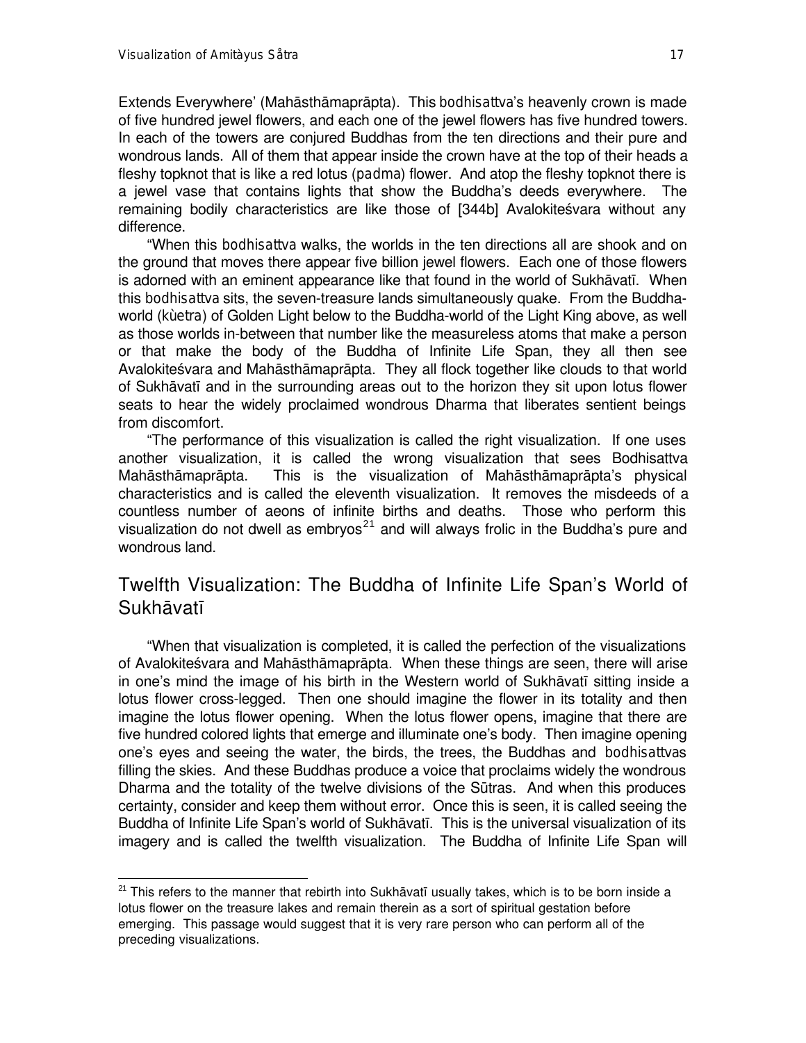Extends Everywhere' (Mahāsthāmaprāpta). This *bodhisattva*'s heavenly crown is made of five hundred jewel flowers, and each one of the jewel flowers has five hundred towers. In each of the towers are conjured Buddhas from the ten directions and their pure and wondrous lands. All of them that appear inside the crown have at the top of their heads a fleshy topknot that is like a red lotus (*padma*) flower. And atop the fleshy topknot there is a jewel vase that contains lights that show the Buddha's deeds everywhere. The remaining bodily characteristics are like those of [344b] Avalokiteśvara without any difference.

"When this *bodhisattva* walks, the worlds in the ten directions all are shook and on the ground that moves there appear five billion jewel flowers. Each one of those flowers is adorned with an eminent appearance like that found in the world of Sukhāvatī. When this *bodhisattva* sits, the seven-treasure lands simultaneously quake. From the Buddha-world (*kùetra*) of Golden Light below to the Buddha-world of the Light King above, as well as those worlds in-between that number like the measureless atoms that make a person or that make the body of the Buddha of Infinite Life Span, they all then see Avalokiteśvara and Mahāsthāmaprāpta. They all flock together like clouds to that world of Sukhāvatī and in the surrounding areas out to the horizon they sit upon lotus flower seats to hear the widely proclaimed wondrous Dharma that liberates sentient beings from discomfort.

"The performance of this visualization is called the right visualization. If one uses another visualization, it is called the wrong visualization that sees Bodhisattva Mahāsthāmaprāpta. This is the visualization of Mahāsthāmaprāpta's physical characteristics and is called the eleventh visualization. It removes the misdeeds of a countless number of aeons of infinite births and deaths. Those who perform this visualization do not dwell as embryos[21] and will always frolic in the Buddha's pure and wondrous land.

## Twelfth Visualization: The Buddha of Infinite Life Span's World of Sukhāvatī

"When that visualization is completed, it is called the perfection of the visualizations of Avalokiteśvara and Mahāsthāmaprāpta. When these things are seen, there will arise in one's mind the image of his birth in the Western world of Sukhāvatī sitting inside a lotus flower cross-legged. Then one should imagine the flower in its totality and then imagine the lotus flower opening. When the lotus flower opens, imagine that there are five hundred colored lights that emerge and illuminate one's body. Then imagine opening one's eyes and seeing the water, the birds, the trees, the Buddhas and *bodhisattvas* filling the skies. And these Buddhas produce a voice that proclaims widely the wondrous Dharma and the totality of the twelve divisions of the Sūtras. And when this produces certainty, consider and keep them without error. Once this is seen, it is called seeing the Buddha of Infinite Life Span's world of Sukhāvatī. This is the universal visualization of its imagery and is called the twelfth visualization. The Buddha of Infinite Life Span will

---

[21] This refers to the manner that rebirth into Sukhāvatī usually takes, which is to be born inside a lotus flower on the treasure lakes and remain therein as a sort of spiritual gestation before emerging. This passage would suggest that it is very rare person who can perform all of the preceding visualizations.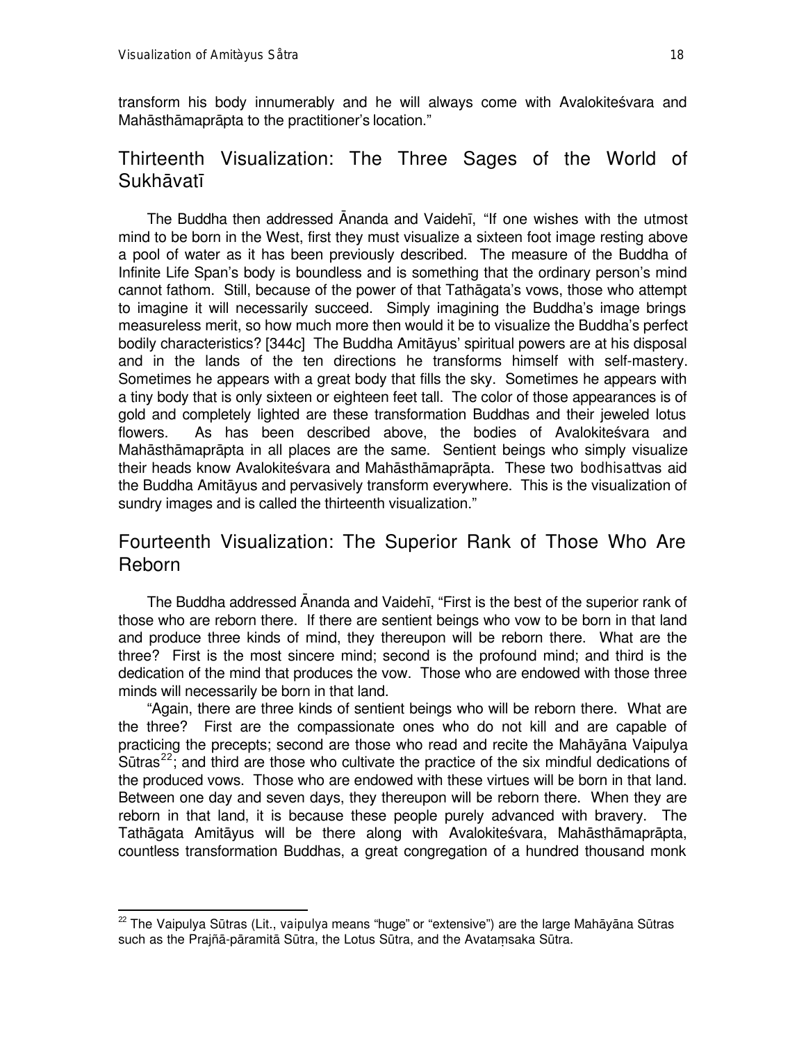transform his body innumerably and he will always come with Avalokiteśvara and Mahāsthāmaprāpta to the practitioner's location."

## Thirteenth Visualization: The Three Sages of the World of Sukhāvatī

The Buddha then addressed Ānanda and Vaidehī, "If one wishes with the utmost mind to be born in the West, first they must visualize a sixteen foot image resting above a pool of water as it has been previously described. The measure of the Buddha of Infinite Life Span's body is boundless and is something that the ordinary person's mind cannot fathom. Still, because of the power of that Tathāgata's vows, those who attempt to imagine it will necessarily succeed. Simply imagining the Buddha's image brings measureless merit, so how much more then would it be to visualize the Buddha's perfect bodily characteristics? [344c] The Buddha Amitāyus' spiritual powers are at his disposal and in the lands of the ten directions he transforms himself with self-mastery. Sometimes he appears with a great body that fills the sky. Sometimes he appears with a tiny body that is only sixteen or eighteen feet tall. The color of those appearances is of gold and completely lighted are these transformation Buddhas and their jeweled lotus flowers. As has been described above, the bodies of Avalokiteśvara and Mahāsthāmaprāpta in all places are the same. Sentient beings who simply visualize their heads know Avalokiteśvara and Mahāsthāmaprāpta. These two *bodhisattvas* aid the Buddha Amitāyus and pervasively transform everywhere. This is the visualization of sundry images and is called the thirteenth visualization."

## Fourteenth Visualization: The Superior Rank of Those Who Are Reborn

The Buddha addressed Ānanda and Vaidehī, "First is the best of the superior rank of those who are reborn there. If there are sentient beings who vow to be born in that land and produce three kinds of mind, they thereupon will be reborn there. What are the three? First is the most sincere mind; second is the profound mind; and third is the dedication of the mind that produces the vow. Those who are endowed with those three minds will necessarily be born in that land.

"Again, there are three kinds of sentient beings who will be reborn there. What are the three? First are the compassionate ones who do not kill and are capable of practicing the precepts; second are those who read and recite the Mahāyāna Vaipulya Sūtras[22]; and third are those who cultivate the practice of the six mindful dedications of the produced vows. Those who are endowed with these virtues will be born in that land. Between one day and seven days, they thereupon will be reborn there. When they are reborn in that land, it is because these people purely advanced with bravery. The Tathāgata Amitāyus will be there along with Avalokiteśvara, Mahāsthāmaprāpta, countless transformation Buddhas, a great congregation of a hundred thousand monk

[22] The Vaipulya Sūtras (Lit., *vaipulya* means "huge" or "extensive") are the large Mahāyāna Sūtras such as the Prajñā-pāramitā Sūtra, the Lotus Sūtra, and the Avataṃsaka Sūtra.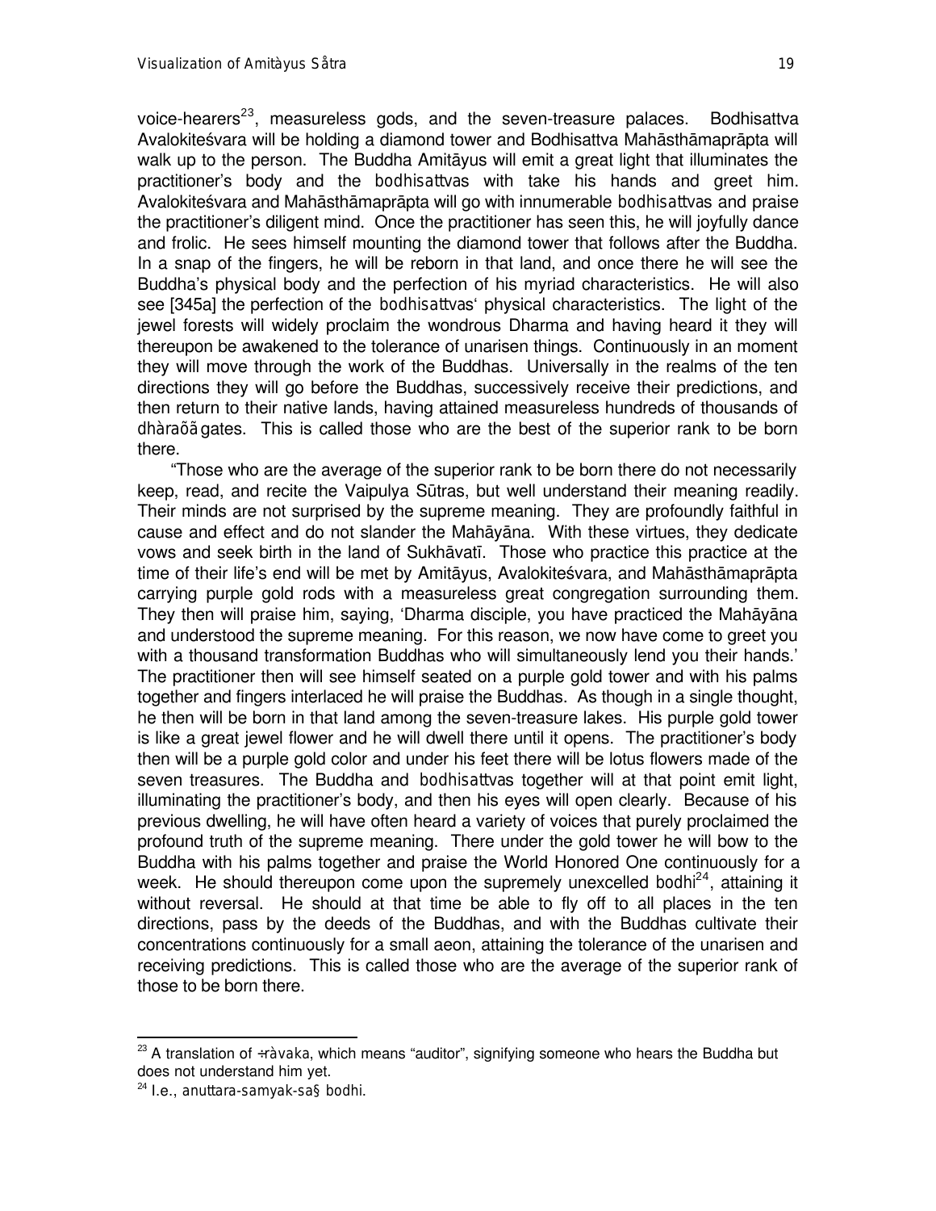voice-hearers[23], measureless gods, and the seven-treasure palaces. Bodhisattva Avalokiteśvara will be holding a diamond tower and Bodhisattva Mahāsthāmaprāpta will walk up to the person. The Buddha Amitāyus will emit a great light that illuminates the practitioner's body and the *bodhisattvas* with take his hands and greet him. Avalokiteśvara and Mahāsthāmaprāpta will go with innumerable *bodhisattvas* and praise the practitioner's diligent mind. Once the practitioner has seen this, he will joyfully dance and frolic. He sees himself mounting the diamond tower that follows after the Buddha. In a snap of the fingers, he will be reborn in that land, and once there he will see the Buddha's physical body and the perfection of his myriad characteristics. He will also see [345a] the perfection of the *bodhisattvas*' physical characteristics. The light of the jewel forests will widely proclaim the wondrous Dharma and having heard it they will thereupon be awakened to the tolerance of unarisen things. Continuously in an moment they will move through the work of the Buddhas. Universally in the realms of the ten directions they will go before the Buddhas, successively receive their predictions, and then return to their native lands, having attained measureless hundreds of thousands of *dhàraõã* gates. This is called those who are the best of the superior rank to be born there.

"Those who are the average of the superior rank to be born there do not necessarily keep, read, and recite the Vaipulya Sūtras, but well understand their meaning readily. Their minds are not surprised by the supreme meaning. They are profoundly faithful in cause and effect and do not slander the Mahāyāna. With these virtues, they dedicate vows and seek birth in the land of Sukhāvatī. Those who practice this practice at the time of their life's end will be met by Amitāyus, Avalokiteśvara, and Mahāsthāmaprāpta carrying purple gold rods with a measureless great congregation surrounding them. They then will praise him, saying, 'Dharma disciple, you have practiced the Mahāyāna and understood the supreme meaning. For this reason, we now have come to greet you with a thousand transformation Buddhas who will simultaneously lend you their hands.' The practitioner then will see himself seated on a purple gold tower and with his palms together and fingers interlaced he will praise the Buddhas. As though in a single thought, he then will be born in that land among the seven-treasure lakes. His purple gold tower is like a great jewel flower and he will dwell there until it opens. The practitioner's body then will be a purple gold color and under his feet there will be lotus flowers made of the seven treasures. The Buddha and *bodhisattvas* together will at that point emit light, illuminating the practitioner's body, and then his eyes will open clearly. Because of his previous dwelling, he will have often heard a variety of voices that purely proclaimed the profound truth of the supreme meaning. There under the gold tower he will bow to the Buddha with his palms together and praise the World Honored One continuously for a week. He should thereupon come upon the supremely unexcelled *bodhi*[24], attaining it without reversal. He should at that time be able to fly off to all places in the ten directions, pass by the deeds of the Buddhas, and with the Buddhas cultivate their concentrations continuously for a small aeon, attaining the tolerance of the unarisen and receiving predictions. This is called those who are the average of the superior rank of those to be born there.

---

[23] A translation of *÷ràvaka*, which means "auditor", signifying someone who hears the Buddha but does not understand him yet.

[24] I.e., *anuttara-samyak-sa§bodhi*.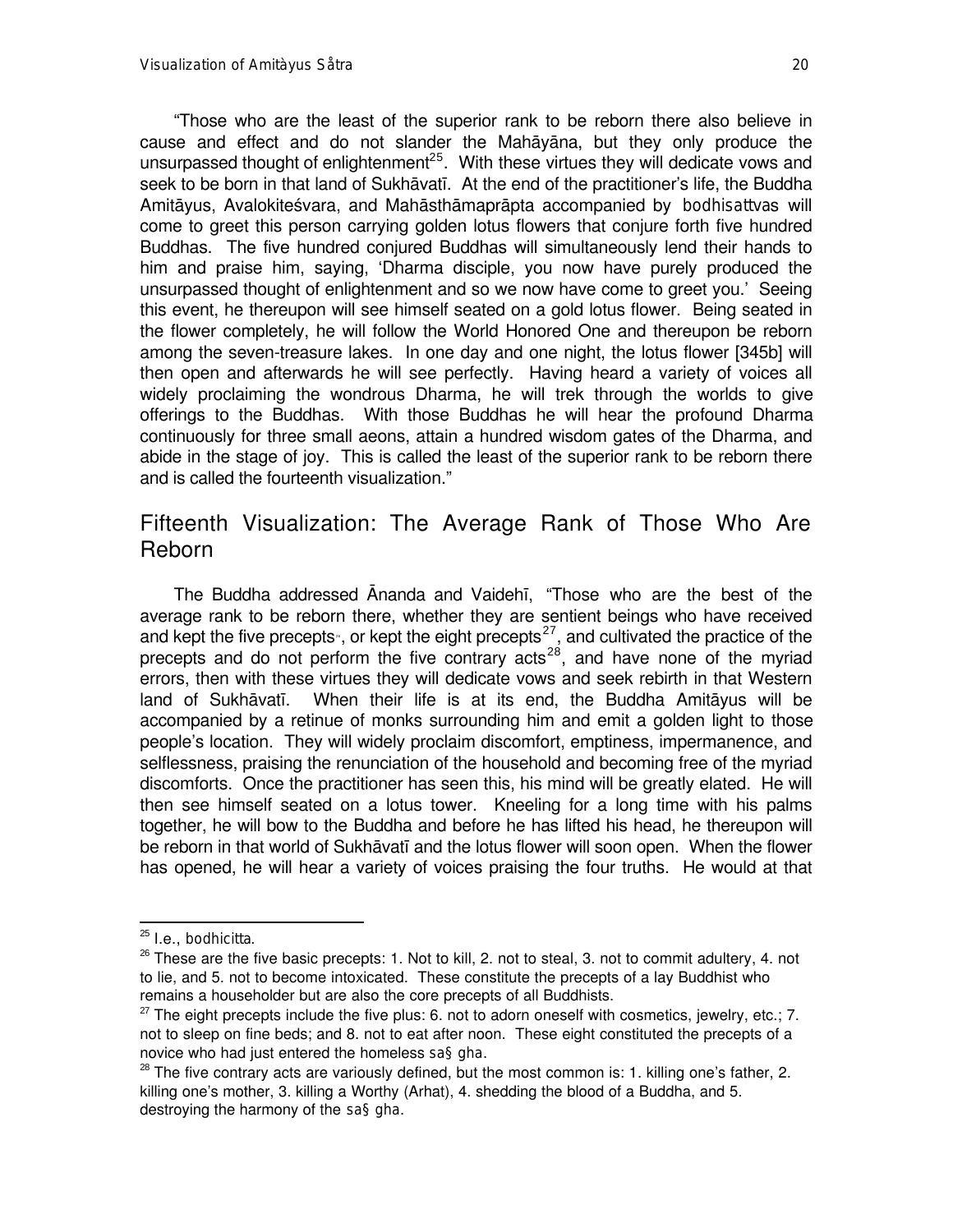"Those who are the least of the superior rank to be reborn there also believe in cause and effect and do not slander the Mahāyāna, but they only produce the unsurpassed thought of enlightenment[25]. With these virtues they will dedicate vows and seek to be born in that land of Sukhāvatī. At the end of the practitioner's life, the Buddha Amitāyus, Avalokiteśvara, and Mahāsthāmaprāpta accompanied by *bodhisattvas* will come to greet this person carrying golden lotus flowers that conjure forth five hundred Buddhas. The five hundred conjured Buddhas will simultaneously lend their hands to him and praise him, saying, 'Dharma disciple, you now have purely produced the unsurpassed thought of enlightenment and so we now have come to greet you.' Seeing this event, he thereupon will see himself seated on a gold lotus flower. Being seated in the flower completely, he will follow the World Honored One and thereupon be reborn among the seven-treasure lakes. In one day and one night, the lotus flower [345b] will then open and afterwards he will see perfectly. Having heard a variety of voices all widely proclaiming the wondrous Dharma, he will trek through the worlds to give offerings to the Buddhas. With those Buddhas he will hear the profound Dharma continuously for three small aeons, attain a hundred wisdom gates of the Dharma, and abide in the stage of joy. This is called the least of the superior rank to be reborn there and is called the fourteenth visualization."

## Fifteenth Visualization: The Average Rank of Those Who Are Reborn

The Buddha addressed Ānanda and Vaidehī, "Those who are the best of the average rank to be reborn there, whether they are sentient beings who have received and kept the five precepts[26], or kept the eight precepts[27], and cultivated the practice of the precepts and do not perform the five contrary acts[28], and have none of the myriad errors, then with these virtues they will dedicate vows and seek rebirth in that Western land of Sukhāvatī. When their life is at its end, the Buddha Amitāyus will be accompanied by a retinue of monks surrounding him and emit a golden light to those people's location. They will widely proclaim discomfort, emptiness, impermanence, and selflessness, praising the renunciation of the household and becoming free of the myriad discomforts. Once the practitioner has seen this, his mind will be greatly elated. He will then see himself seated on a lotus tower. Kneeling for a long time with his palms together, he will bow to the Buddha and before he has lifted his head, he thereupon will be reborn in that world of Sukhāvatī and the lotus flower will soon open. When the flower has opened, he will hear a variety of voices praising the four truths. He would at that

---

[25] I.e., *bodhicitta*.

[26] These are the five basic precepts: 1. Not to kill, 2. not to steal, 3. not to commit adultery, 4. not to lie, and 5. not to become intoxicated. These constitute the precepts of a lay Buddhist who remains a householder but are also the core precepts of all Buddhists.

[27] The eight precepts include the five plus: 6. not to adorn oneself with cosmetics, jewelry, etc.; 7. not to sleep on fine beds; and 8. not to eat after noon. These eight constituted the precepts of a novice who had just entered the homeless *sa§gha*.

[28] The five contrary acts are variously defined, but the most common is: 1. killing one's father, 2. killing one's mother, 3. killing a Worthy (Arhat), 4. shedding the blood of a Buddha, and 5. destroying the harmony of the *sa§gha*.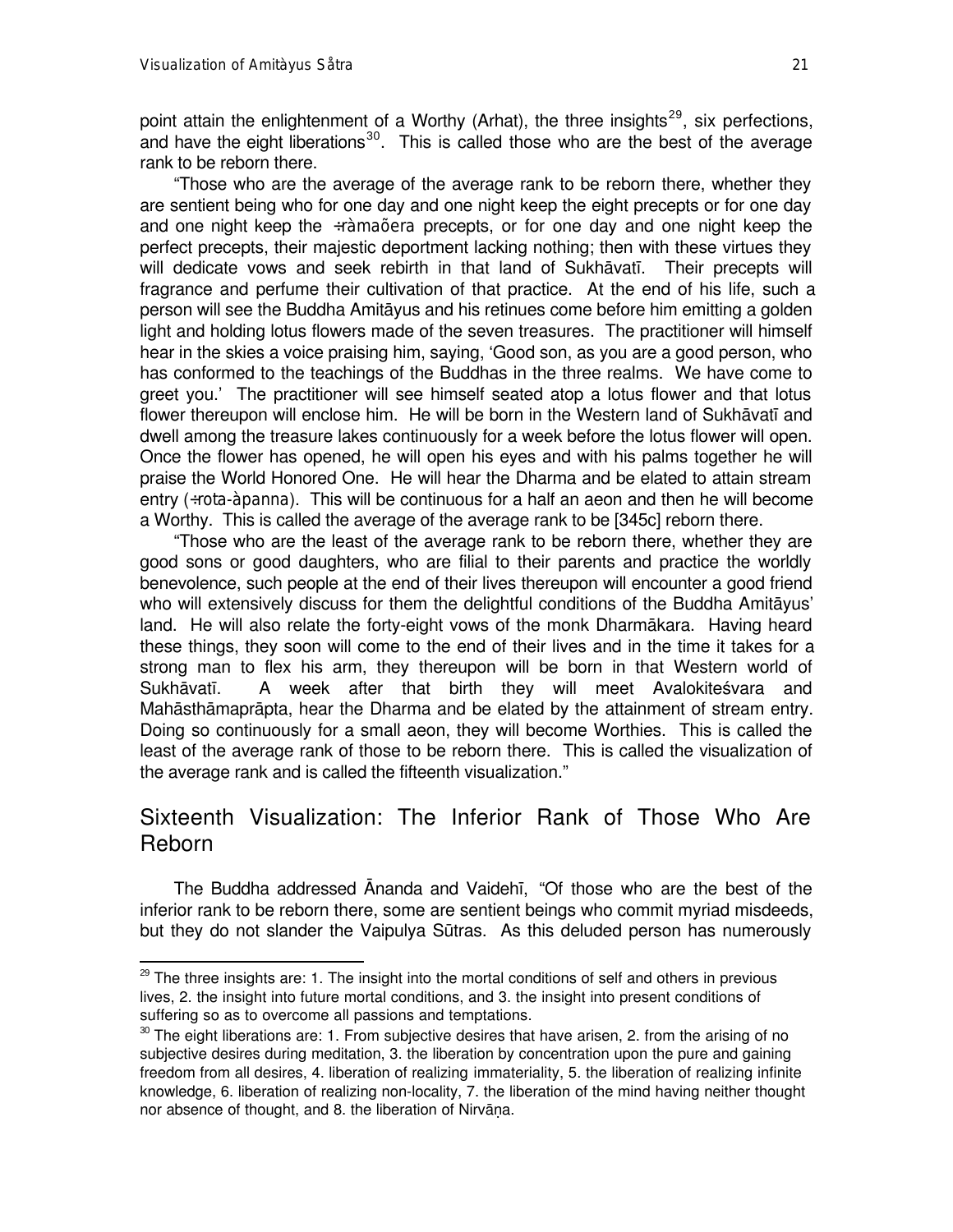point attain the enlightenment of a Worthy (Arhat), the three insights[29], six perfections, and have the eight liberations[30]. This is called those who are the best of the average rank to be reborn there.

"Those who are the average of the average rank to be reborn there, whether they are sentient being who for one day and one night keep the eight precepts or for one day and one night keep the ÷ràmaõera precepts, or for one day and one night keep the perfect precepts, their majestic deportment lacking nothing; then with these virtues they will dedicate vows and seek rebirth in that land of Sukhāvatī. Their precepts will fragrance and perfume their cultivation of that practice. At the end of his life, such a person will see the Buddha Amitāyus and his retinues come before him emitting a golden light and holding lotus flowers made of the seven treasures. The practitioner will himself hear in the skies a voice praising him, saying, 'Good son, as you are a good person, who has conformed to the teachings of the Buddhas in the three realms. We have come to greet you.' The practitioner will see himself seated atop a lotus flower and that lotus flower thereupon will enclose him. He will be born in the Western land of Sukhāvatī and dwell among the treasure lakes continuously for a week before the lotus flower will open. Once the flower has opened, he will open his eyes and with his palms together he will praise the World Honored One. He will hear the Dharma and be elated to attain stream entry (÷rota-àpanna). This will be continuous for a half an aeon and then he will become a Worthy. This is called the average of the average rank to be [345c] reborn there.

"Those who are the least of the average rank to be reborn there, whether they are good sons or good daughters, who are filial to their parents and practice the worldly benevolence, such people at the end of their lives thereupon will encounter a good friend who will extensively discuss for them the delightful conditions of the Buddha Amitāyus' land. He will also relate the forty-eight vows of the monk Dharmākara. Having heard these things, they soon will come to the end of their lives and in the time it takes for a strong man to flex his arm, they thereupon will be born in that Western world of Sukhāvatī. A week after that birth they will meet Avalokiteśvara and Mahāsthāmaprāpta, hear the Dharma and be elated by the attainment of stream entry. Doing so continuously for a small aeon, they will become Worthies. This is called the least of the average rank of those to be reborn there. This is called the visualization of the average rank and is called the fifteenth visualization."

## Sixteenth Visualization: The Inferior Rank of Those Who Are Reborn

The Buddha addressed Ānanda and Vaidehī, "Of those who are the best of the inferior rank to be reborn there, some are sentient beings who commit myriad misdeeds, but they do not slander the Vaipulya Sūtras. As this deluded person has numerously

---

[29] The three insights are: 1. The insight into the mortal conditions of self and others in previous lives, 2. the insight into future mortal conditions, and 3. the insight into present conditions of suffering so as to overcome all passions and temptations.

[30] The eight liberations are: 1. From subjective desires that have arisen, 2. from the arising of no subjective desires during meditation, 3. the liberation by concentration upon the pure and gaining freedom from all desires, 4. liberation of realizing immateriality, 5. the liberation of realizing infinite knowledge, 6. liberation of realizing non-locality, 7. the liberation of the mind having neither thought nor absence of thought, and 8. the liberation of Nirvāṇa.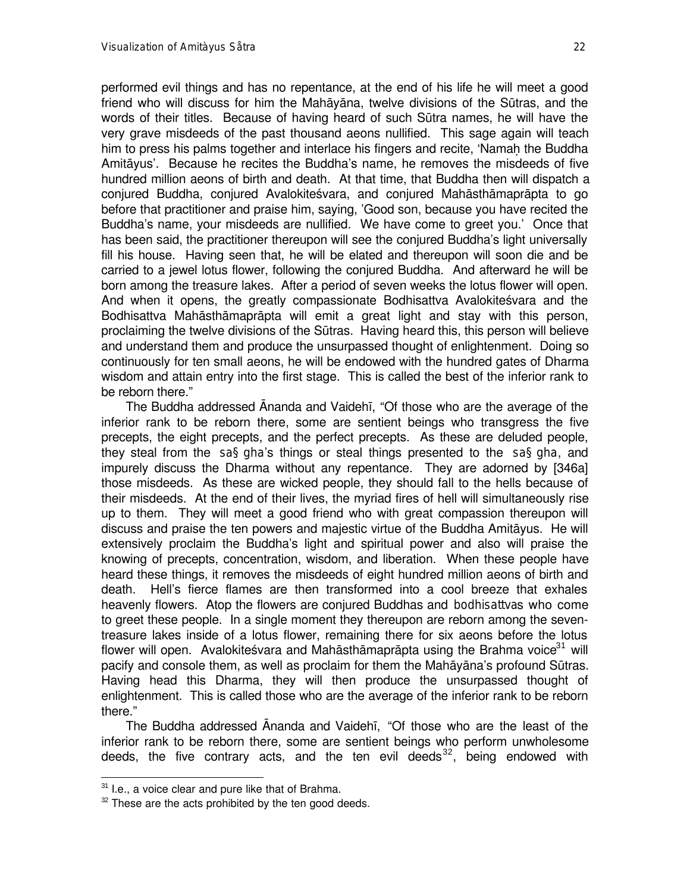performed evil things and has no repentance, at the end of his life he will meet a good friend who will discuss for him the Mahāyāna, twelve divisions of the Sūtras, and the words of their titles. Because of having heard of such Sūtra names, he will have the very grave misdeeds of the past thousand aeons nullified. This sage again will teach him to press his palms together and interlace his fingers and recite, 'Namaḥ the Buddha Amitāyus'. Because he recites the Buddha's name, he removes the misdeeds of five hundred million aeons of birth and death. At that time, that Buddha then will dispatch a conjured Buddha, conjured Avalokiteśvara, and conjured Mahāsthāmaprāpta to go before that practitioner and praise him, saying, 'Good son, because you have recited the Buddha's name, your misdeeds are nullified. We have come to greet you.' Once that has been said, the practitioner thereupon will see the conjured Buddha's light universally fill his house. Having seen that, he will be elated and thereupon will soon die and be carried to a jewel lotus flower, following the conjured Buddha. And afterward he will be born among the treasure lakes. After a period of seven weeks the lotus flower will open. And when it opens, the greatly compassionate Bodhisattva Avalokiteśvara and the Bodhisattva Mahāsthāmaprāpta will emit a great light and stay with this person, proclaiming the twelve divisions of the Sūtras. Having heard this, this person will believe and understand them and produce the unsurpassed thought of enlightenment. Doing so continuously for ten small aeons, he will be endowed with the hundred gates of Dharma wisdom and attain entry into the first stage. This is called the best of the inferior rank to be reborn there."

The Buddha addressed Ānanda and Vaidehī, "Of those who are the average of the inferior rank to be reborn there, some are sentient beings who transgress the five precepts, the eight precepts, and the perfect precepts. As these are deluded people, they steal from the *saṅgha*'s things or steal things presented to the *saṅgha*, and impurely discuss the Dharma without any repentance. They are adorned by [346a] those misdeeds. As these are wicked people, they should fall to the hells because of their misdeeds. At the end of their lives, the myriad fires of hell will simultaneously rise up to them. They will meet a good friend who with great compassion thereupon will discuss and praise the ten powers and majestic virtue of the Buddha Amitāyus. He will extensively proclaim the Buddha's light and spiritual power and also will praise the knowing of precepts, concentration, wisdom, and liberation. When these people have heard these things, it removes the misdeeds of eight hundred million aeons of birth and death. Hell's fierce flames are then transformed into a cool breeze that exhales heavenly flowers. Atop the flowers are conjured Buddhas and *bodhisattvas* who come to greet these people. In a single moment they thereupon are reborn among the seven-treasure lakes inside of a lotus flower, remaining there for six aeons before the lotus flower will open. Avalokiteśvara and Mahāsthāmaprāpta using the Brahma voice[31] will pacify and console them, as well as proclaim for them the Mahāyāna's profound Sūtras. Having head this Dharma, they will then produce the unsurpassed thought of enlightenment. This is called those who are the average of the inferior rank to be reborn there."

The Buddha addressed Ānanda and Vaidehī, "Of those who are the least of the inferior rank to be reborn there, some are sentient beings who perform unwholesome deeds, the five contrary acts, and the ten evil deeds[32], being endowed with

---

[31] I.e., a voice clear and pure like that of Brahma.

[32] These are the acts prohibited by the ten good deeds.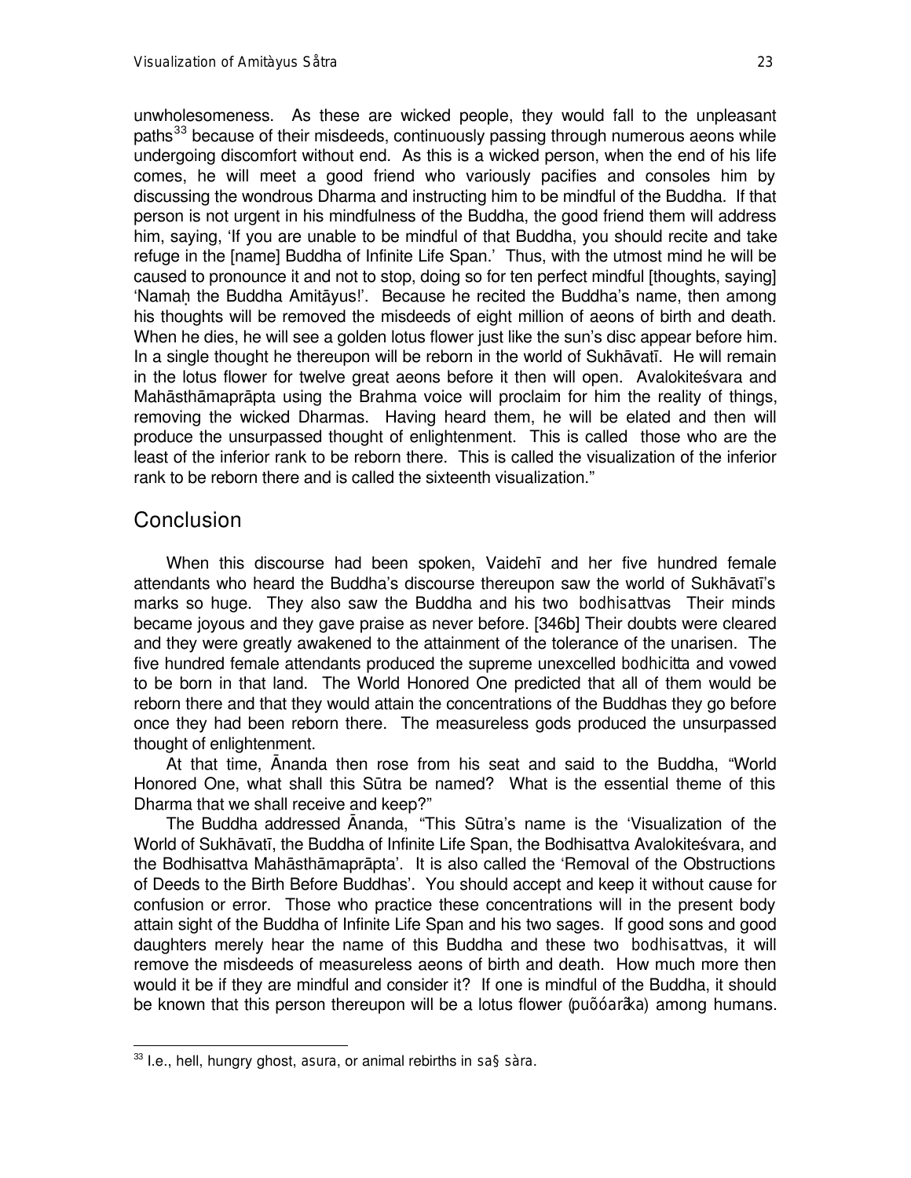unwholesomeness. As these are wicked people, they would fall to the unpleasant paths[33] because of their misdeeds, continuously passing through numerous aeons while undergoing discomfort without end. As this is a wicked person, when the end of his life comes, he will meet a good friend who variously pacifies and consoles him by discussing the wondrous Dharma and instructing him to be mindful of the Buddha. If that person is not urgent in his mindfulness of the Buddha, the good friend them will address him, saying, 'If you are unable to be mindful of that Buddha, you should recite and take refuge in the [name] Buddha of Infinite Life Span.' Thus, with the utmost mind he will be caused to pronounce it and not to stop, doing so for ten perfect mindful [thoughts, saying] 'Namaḥ the Buddha Amitāyus!'. Because he recited the Buddha's name, then among his thoughts will be removed the misdeeds of eight million of aeons of birth and death. When he dies, he will see a golden lotus flower just like the sun's disc appear before him. In a single thought he thereupon will be reborn in the world of Sukhāvatī. He will remain in the lotus flower for twelve great aeons before it then will open. Avalokiteśvara and Mahāsthāmaprāpta using the Brahma voice will proclaim for him the reality of things, removing the wicked Dharmas. Having heard them, he will be elated and then will produce the unsurpassed thought of enlightenment. This is called those who are the least of the inferior rank to be reborn there. This is called the visualization of the inferior rank to be reborn there and is called the sixteenth visualization."

## Conclusion

When this discourse had been spoken, Vaidehī and her five hundred female attendants who heard the Buddha's discourse thereupon saw the world of Sukhāvatī's marks so huge. They also saw the Buddha and his two *bodhisattvas* Their minds became joyous and they gave praise as never before. [346b] Their doubts were cleared and they were greatly awakened to the attainment of the tolerance of the unarisen. The five hundred female attendants produced the supreme unexcelled *bodhicitta* and vowed to be born in that land. The World Honored One predicted that all of them would be reborn there and that they would attain the concentrations of the Buddhas they go before once they had been reborn there. The measureless gods produced the unsurpassed thought of enlightenment.

At that time, Ānanda then rose from his seat and said to the Buddha, "World Honored One, what shall this Sūtra be named? What is the essential theme of this Dharma that we shall receive and keep?"

The Buddha addressed Ānanda, "This Sūtra's name is the 'Visualization of the World of Sukhāvatī, the Buddha of Infinite Life Span, the Bodhisattva Avalokiteśvara, and the Bodhisattva Mahāsthāmaprāpta'. It is also called the 'Removal of the Obstructions of Deeds to the Birth Before Buddhas'. You should accept and keep it without cause for confusion or error. Those who practice these concentrations will in the present body attain sight of the Buddha of Infinite Life Span and his two sages. If good sons and good daughters merely hear the name of this Buddha and these two *bodhisattvas*, it will remove the misdeeds of measureless aeons of birth and death. How much more then would it be if they are mindful and consider it? If one is mindful of the Buddha, it should be known that this person thereupon will be a lotus flower (*puõóarãka*) among humans.

[33] I.e., hell, hungry ghost, *asura*, or animal rebirths in *sa§ sàra*.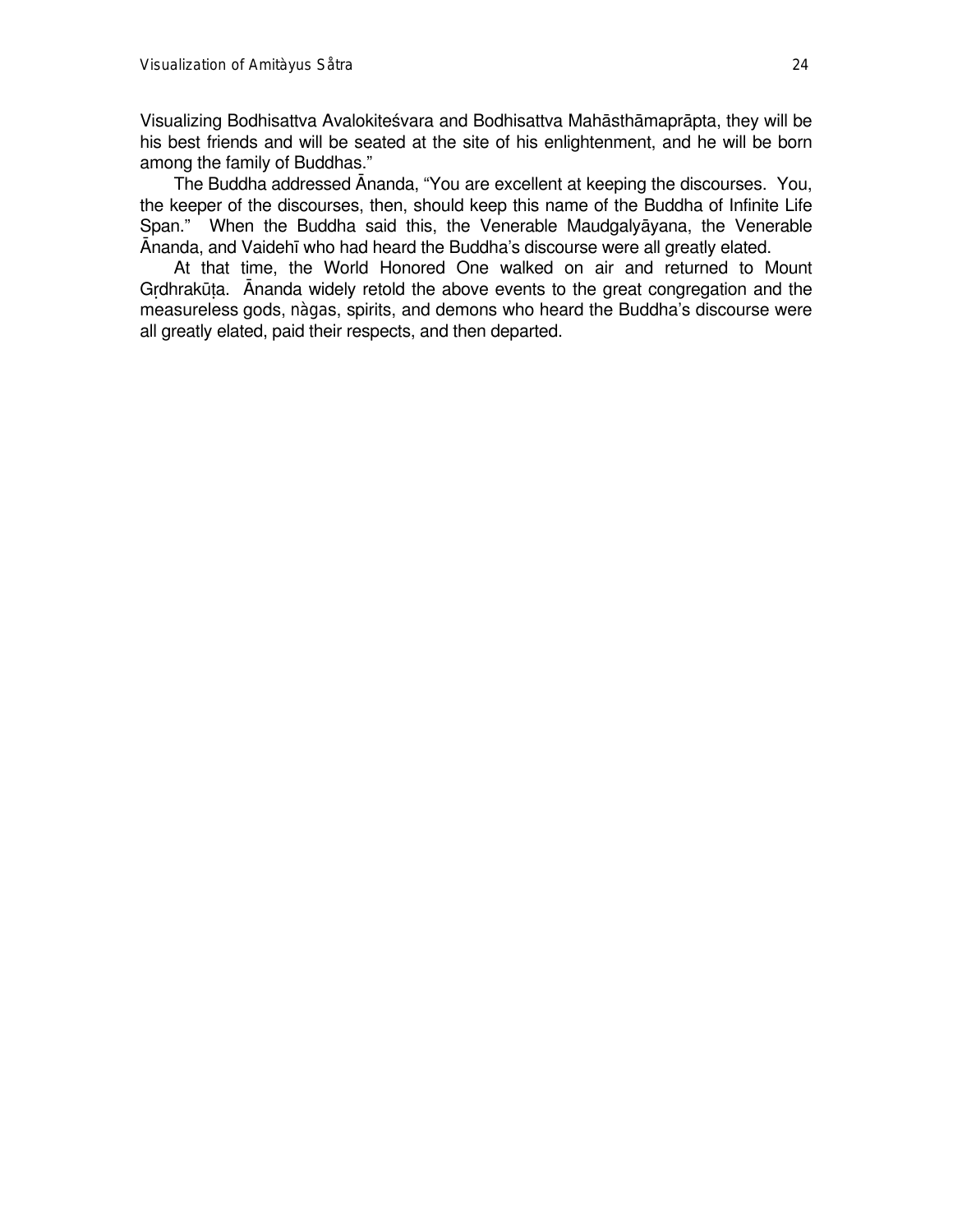Visualizing Bodhisattva Avalokiteśvara and Bodhisattva Mahāsthāmaprāpta, they will be his best friends and will be seated at the site of his enlightenment, and he will be born among the family of Buddhas."

The Buddha addressed Ānanda, "You are excellent at keeping the discourses. You, the keeper of the discourses, then, should keep this name of the Buddha of Infinite Life Span." When the Buddha said this, the Venerable Maudgalyāyana, the Venerable Ānanda, and Vaidehī who had heard the Buddha's discourse were all greatly elated.

At that time, the World Honored One walked on air and returned to Mount Gṛdhrakūṭa. Ānanda widely retold the above events to the great congregation and the measureless gods, nàgas, spirits, and demons who heard the Buddha's discourse were all greatly elated, paid their respects, and then departed.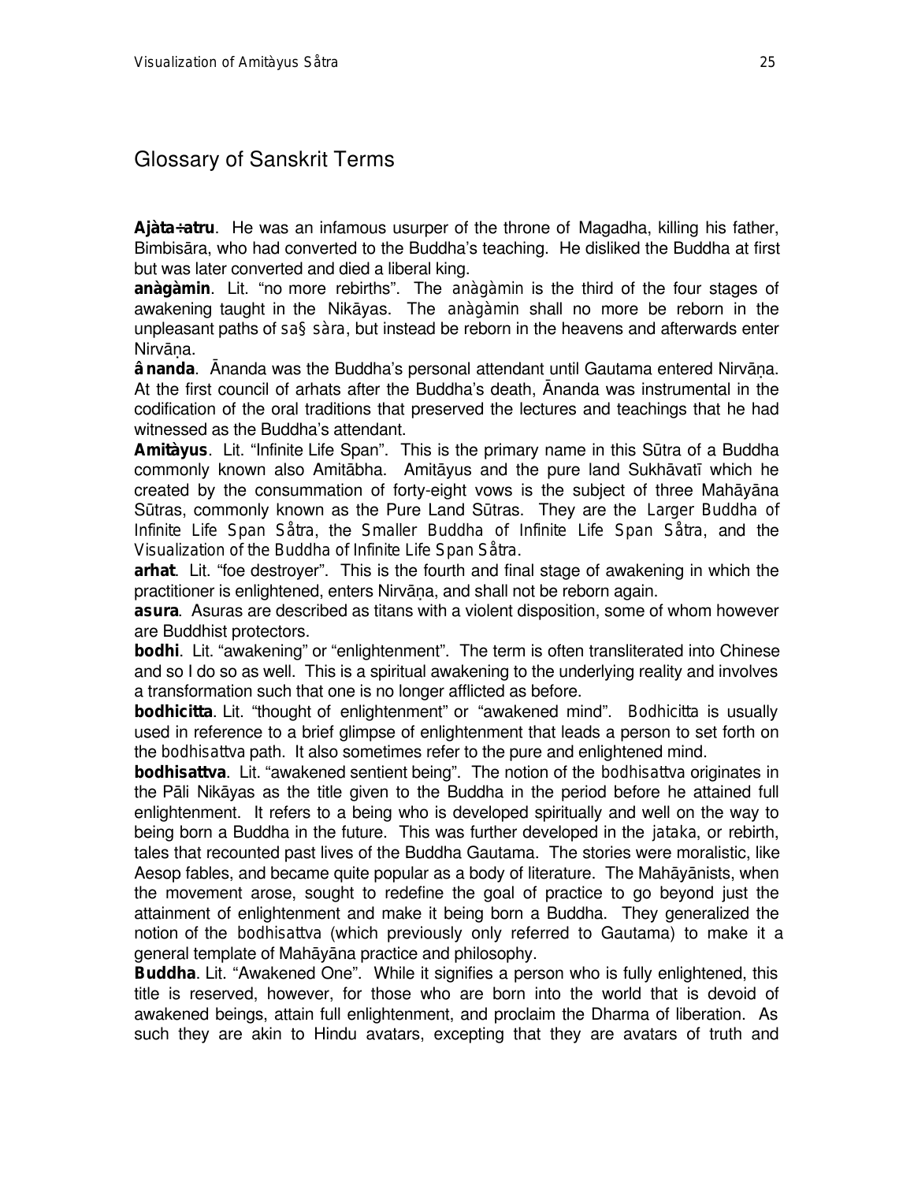## Glossary of Sanskrit Terms

**Ajàta÷atru**. He was an infamous usurper of the throne of Magadha, killing his father, Bimbisāra, who had converted to the Buddha's teaching. He disliked the Buddha at first but was later converted and died a liberal king.

**anàgàmin**. Lit. "no more rebirths". The *anàgàmin* is the third of the four stages of awakening taught in the Nikāyas. The *anàgàmin* shall no more be reborn in the unpleasant paths of *sa§ sàra*, but instead be reborn in the heavens and afterwards enter Nirvāṇa.

**â nanda**. Ānanda was the Buddha's personal attendant until Gautama entered Nirvāṇa. At the first council of arhats after the Buddha's death, Ānanda was instrumental in the codification of the oral traditions that preserved the lectures and teachings that he had witnessed as the Buddha's attendant.

**Amitàyus**. Lit. "Infinite Life Span". This is the primary name in this Sūtra of a Buddha commonly known also Amitābha. Amitāyus and the pure land Sukhāvatī which he created by the consummation of forty-eight vows is the subject of three Mahāyāna Sūtras, commonly known as the Pure Land Sūtras. They are the *Larger Buddha of Infinite Life Span Såtra*, the *Smaller Buddha of Infinite Life Span Såtra*, and the *Visualization of the Buddha of Infinite Life Span Såtra*.

**arhat**. Lit. "foe destroyer". This is the fourth and final stage of awakening in which the practitioner is enlightened, enters Nirvāṇa, and shall not be reborn again.

**asura**. Asuras are described as titans with a violent disposition, some of whom however are Buddhist protectors.

**bodhi**. Lit. "awakening" or "enlightenment". The term is often transliterated into Chinese and so I do so as well. This is a spiritual awakening to the underlying reality and involves a transformation such that one is no longer afflicted as before.

**bodhicitta**. Lit. "thought of enlightenment" or "awakened mind". *Bodhicitta* is usually used in reference to a brief glimpse of enlightenment that leads a person to set forth on the *bodhisattva* path. It also sometimes refer to the pure and enlightened mind.

**bodhisattva**. Lit. "awakened sentient being". The notion of the *bodhisattva* originates in the Pāli Nikāyas as the title given to the Buddha in the period before he attained full enlightenment. It refers to a being who is developed spiritually and well on the way to being born a Buddha in the future. This was further developed in the *jataka*, or rebirth, tales that recounted past lives of the Buddha Gautama. The stories were moralistic, like Aesop fables, and became quite popular as a body of literature. The Mahāyānists, when the movement arose, sought to redefine the goal of practice to go beyond just the attainment of enlightenment and make it being born a Buddha. They generalized the notion of the *bodhisattva* (which previously only referred to Gautama) to make it a general template of Mahāyāna practice and philosophy.

**Buddha**. Lit. "Awakened One". While it signifies a person who is fully enlightened, this title is reserved, however, for those who are born into the world that is devoid of awakened beings, attain full enlightenment, and proclaim the Dharma of liberation. As such they are akin to Hindu avatars, excepting that they are avatars of truth and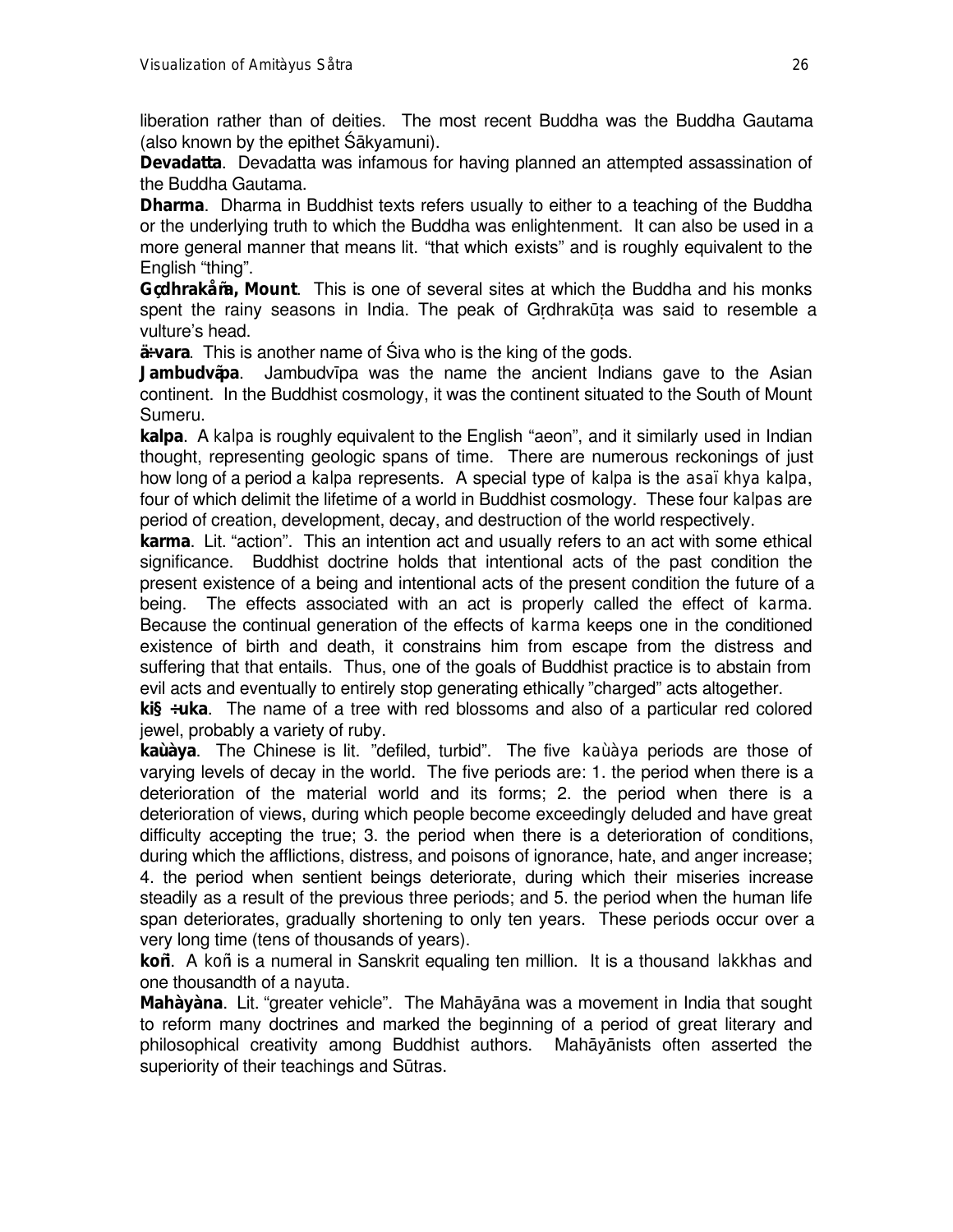liberation rather than of deities. The most recent Buddha was the Buddha Gautama (also known by the epithet Śākyamuni).

**Devadatta**. Devadatta was infamous for having planned an attempted assassination of the Buddha Gautama.

**Dharma**. Dharma in Buddhist texts refers usually to either to a teaching of the Buddha or the underlying truth to which the Buddha was enlightenment. It can also be used in a more general manner that means lit. "that which exists" and is roughly equivalent to the English "thing".

**Gçdhrakåña, Mount**. This is one of several sites at which the Buddha and his monks spent the rainy seasons in India. The peak of Gṛdhrakūṭa was said to resemble a vulture's head.

**ä÷vara**. This is another name of Śiva who is the king of the gods.

**Jambudvãpa**. Jambudvīpa was the name the ancient Indians gave to the Asian continent. In the Buddhist cosmology, it was the continent situated to the South of Mount Sumeru.

**kalpa**. A *kalpa* is roughly equivalent to the English "aeon", and it similarly used in Indian thought, representing geologic spans of time. There are numerous reckonings of just how long of a period a *kalpa* represents. A special type of *kalpa* is the *asaï khya kalpa*, four of which delimit the lifetime of a world in Buddhist cosmology. These four *kalpas* are period of creation, development, decay, and destruction of the world respectively.

**karma**. Lit. "action". This an intention act and usually refers to an act with some ethical significance. Buddhist doctrine holds that intentional acts of the past condition the present existence of a being and intentional acts of the present condition the future of a being. The effects associated with an act is properly called the effect of *karma*. Because the continual generation of the effects of *karma* keeps one in the conditioned existence of birth and death, it constrains him from escape from the distress and suffering that that entails. Thus, one of the goals of Buddhist practice is to abstain from evil acts and eventually to entirely stop generating ethically "charged" acts altogether.

**ki§ ÷uka**. The name of a tree with red blossoms and also of a particular red colored jewel, probably a variety of ruby.

**kaùàya**. The Chinese is lit. "defiled, turbid". The five *kaùàya* periods are those of varying levels of decay in the world. The five periods are: 1. the period when there is a deterioration of the material world and its forms; 2. the period when there is a deterioration of views, during which people become exceedingly deluded and have great difficulty accepting the true; 3. the period when there is a deterioration of conditions, during which the afflictions, distress, and poisons of ignorance, hate, and anger increase; 4. the period when sentient beings deteriorate, during which their miseries increase steadily as a result of the previous three periods; and 5. the period when the human life span deteriorates, gradually shortening to only ten years. These periods occur over a very long time (tens of thousands of years).

**koñ**. A *koñ* is a numeral in Sanskrit equaling ten million. It is a thousand *lakkhas* and one thousandth of a *nayuta*.

**Mahàyàna**. Lit. "greater vehicle". The Mahāyāna was a movement in India that sought to reform many doctrines and marked the beginning of a period of great literary and philosophical creativity among Buddhist authors. Mahāyānists often asserted the superiority of their teachings and Sūtras.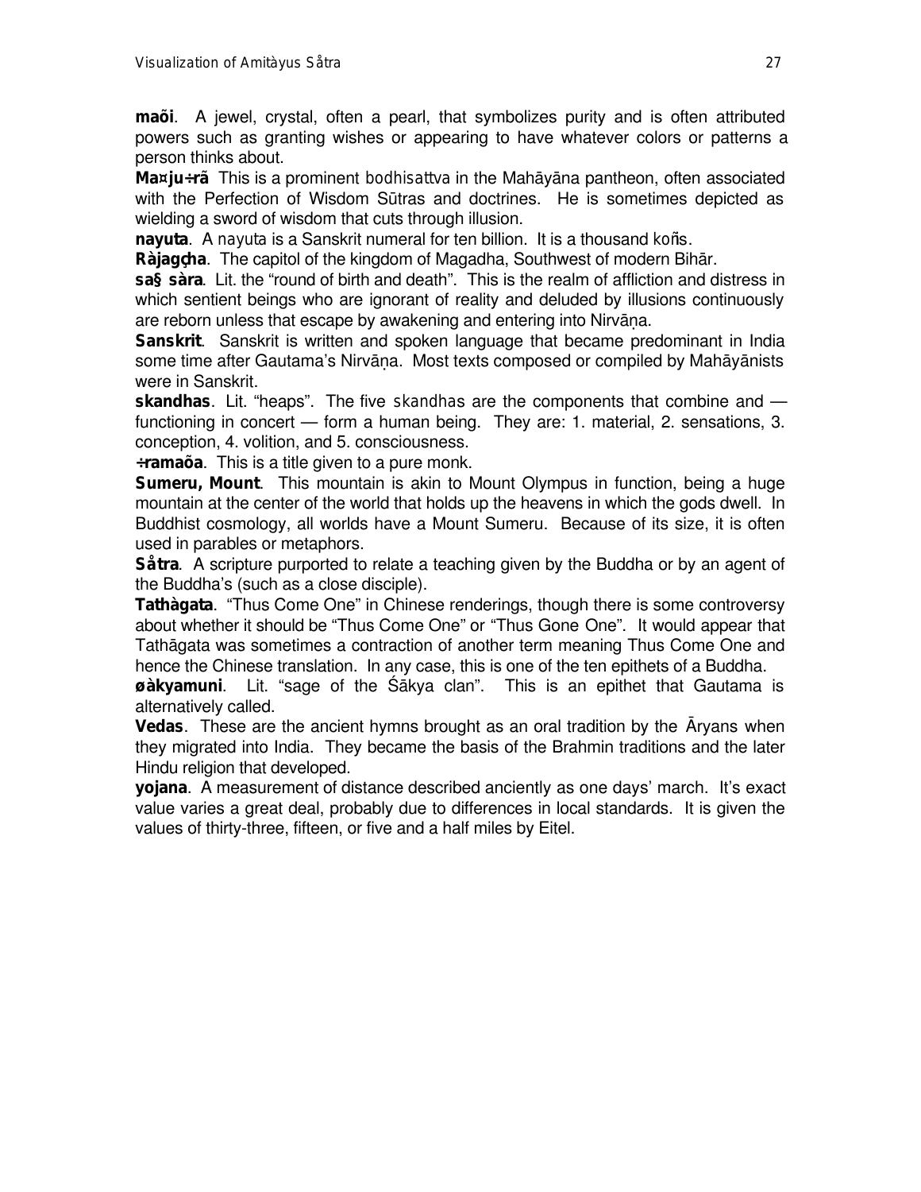**maõi**. A jewel, crystal, often a pearl, that symbolizes purity and is often attributed powers such as granting wishes or appearing to have whatever colors or patterns a person thinks about.

**Ma¤ju÷rã** This is a prominent *bodhisattva* in the Mahāyāna pantheon, often associated with the Perfection of Wisdom Sūtras and doctrines. He is sometimes depicted as wielding a sword of wisdom that cuts through illusion.

**nayuta**. A *nayuta* is a Sanskrit numeral for ten billion. It is a thousand koñs.

**Ràjagçha**. The capitol of the kingdom of Magadha, Southwest of modern Bihār.

**sa§ sàra**. Lit. the "round of birth and death". This is the realm of affliction and distress in which sentient beings who are ignorant of reality and deluded by illusions continuously are reborn unless that escape by awakening and entering into Nirvāṇa.

**Sanskrit**. Sanskrit is written and spoken language that became predominant in India some time after Gautama's Nirvāṇa. Most texts composed or compiled by Mahāyānists were in Sanskrit.

**skandhas**. Lit. "heaps". The five *skandhas* are the components that combine and — functioning in concert — form a human being. They are: 1. material, 2. sensations, 3. conception, 4. volition, and 5. consciousness.

**÷ramaõa**. This is a title given to a pure monk.

**Sumeru, Mount**. This mountain is akin to Mount Olympus in function, being a huge mountain at the center of the world that holds up the heavens in which the gods dwell. In Buddhist cosmology, all worlds have a Mount Sumeru. Because of its size, it is often used in parables or metaphors.

**Såtra**. A scripture purported to relate a teaching given by the Buddha or by an agent of the Buddha's (such as a close disciple).

**Tathàgata**. "Thus Come One" in Chinese renderings, though there is some controversy about whether it should be "Thus Come One" or "Thus Gone One". It would appear that Tathāgata was sometimes a contraction of another term meaning Thus Come One and hence the Chinese translation. In any case, this is one of the ten epithets of a Buddha.

**øàkyamuni**. Lit. "sage of the Śākya clan". This is an epithet that Gautama is alternatively called.

**Vedas**. These are the ancient hymns brought as an oral tradition by the Āryans when they migrated into India. They became the basis of the Brahmin traditions and the later Hindu religion that developed.

**yojana**. A measurement of distance described anciently as one days' march. It's exact value varies a great deal, probably due to differences in local standards. It is given the values of thirty-three, fifteen, or five and a half miles by Eitel.